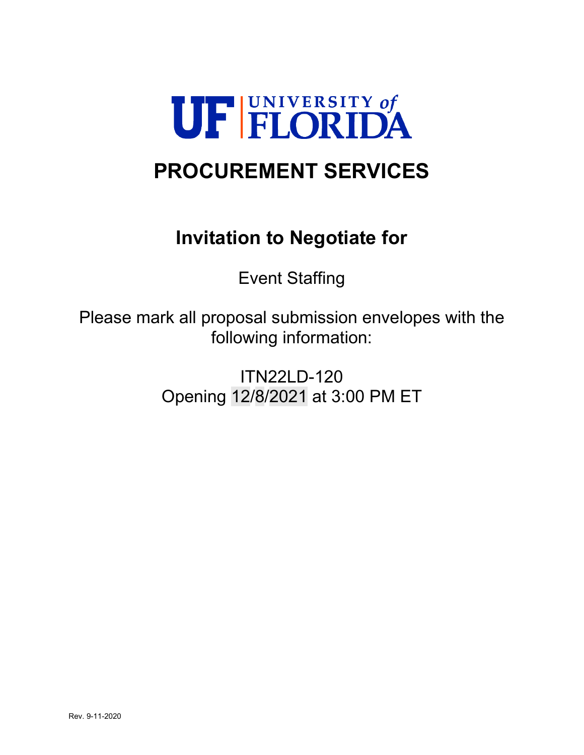# UF | UNIVERSITY of FLORIDA

# PROCUREMENT SERVICES

## Invitation to Negotiate for

Event Staffing

Please mark all proposal submission envelopes with the following information:

ITN22LD-120
Opening 12/8/2021 at 3:00 PM ET

Rev. 9-11-2020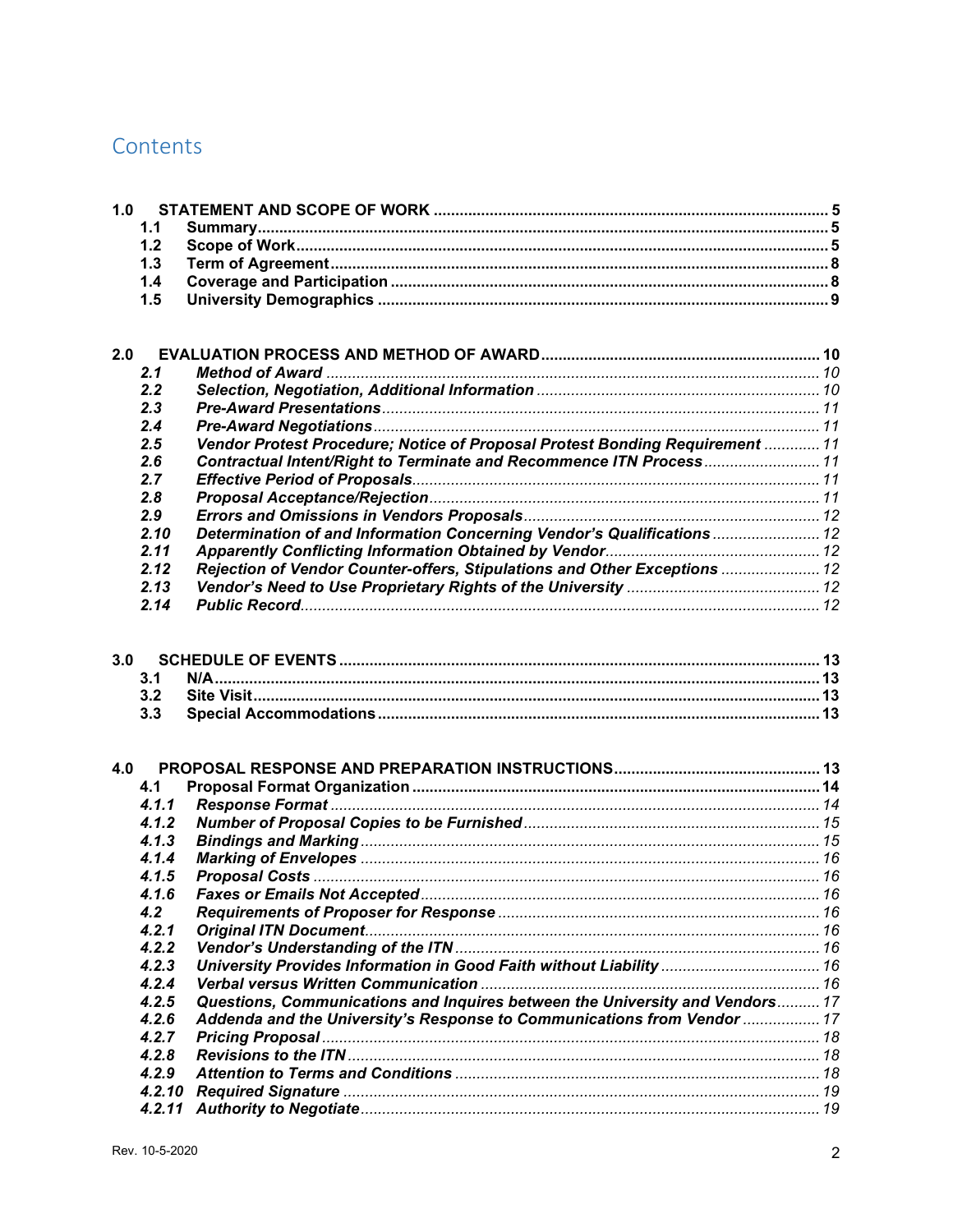# Contents

| | | |
|---|---|---|
| **1.0** | **STATEMENT AND SCOPE OF WORK** | **5** |
| **1.1** | **Summary** | **5** |
| **1.2** | **Scope of Work** | **5** |
| **1.3** | **Term of Agreement** | **8** |
| **1.4** | **Coverage and Participation** | **8** |
| **1.5** | **University Demographics** | **9** |
| **2.0** | **EVALUATION PROCESS AND METHOD OF AWARD** | **10** |
| ***2.1*** | ***Method of Award*** | *10* |
| ***2.2*** | ***Selection, Negotiation, Additional Information*** | *10* |
| ***2.3*** | ***Pre-Award Presentations*** | *11* |
| ***2.4*** | ***Pre-Award Negotiations*** | *11* |
| ***2.5*** | ***Vendor Protest Procedure; Notice of Proposal Protest Bonding Requirement*** | *11* |
| ***2.6*** | ***Contractual Intent/Right to Terminate and Recommence ITN Process*** | *11* |
| ***2.7*** | ***Effective Period of Proposals*** | *11* |
| ***2.8*** | ***Proposal Acceptance/Rejection*** | *11* |
| ***2.9*** | ***Errors and Omissions in Vendors Proposals*** | *12* |
| ***2.10*** | ***Determination of and Information Concerning Vendor's Qualifications*** | *12* |
| ***2.11*** | ***Apparently Conflicting Information Obtained by Vendor*** | *12* |
| ***2.12*** | ***Rejection of Vendor Counter-offers, Stipulations and Other Exceptions*** | *12* |
| ***2.13*** | ***Vendor's Need to Use Proprietary Rights of the University*** | *12* |
| ***2.14*** | ***Public Record*** | *12* |
| **3.0** | **SCHEDULE OF EVENTS** | **13** |
| **3.1** | **N/A** | **13** |
| **3.2** | **Site Visit** | **13** |
| **3.3** | **Special Accommodations** | **13** |
| **4.0** | **PROPOSAL RESPONSE AND PREPARATION INSTRUCTIONS** | **13** |
| **4.1** | **Proposal Format Organization** | **14** |
| ***4.1.1*** | ***Response Format*** | *14* |
| ***4.1.2*** | ***Number of Proposal Copies to be Furnished*** | *15* |
| ***4.1.3*** | ***Bindings and Marking*** | *15* |
| ***4.1.4*** | ***Marking of Envelopes*** | *16* |
| ***4.1.5*** | ***Proposal Costs*** | *16* |
| ***4.1.6*** | ***Faxes or Emails Not Accepted*** | *16* |
| ***4.2*** | ***Requirements of Proposer for Response*** | *16* |
| ***4.2.1*** | ***Original ITN Document*** | *16* |
| ***4.2.2*** | ***Vendor's Understanding of the ITN*** | *16* |
| ***4.2.3*** | ***University Provides Information in Good Faith without Liability*** | *16* |
| ***4.2.4*** | ***Verbal versus Written Communication*** | *16* |
| ***4.2.5*** | ***Questions, Communications and Inquires between the University and Vendors*** | *17* |
| ***4.2.6*** | ***Addenda and the University's Response to Communications from Vendor*** | *17* |
| ***4.2.7*** | ***Pricing Proposal*** | *18* |
| ***4.2.8*** | ***Revisions to the ITN*** | *18* |
| ***4.2.9*** | ***Attention to Terms and Conditions*** | *18* |
| ***4.2.10*** | ***Required Signature*** | *19* |
| ***4.2.11*** | ***Authority to Negotiate*** | *19* |

Rev. 10-5-2020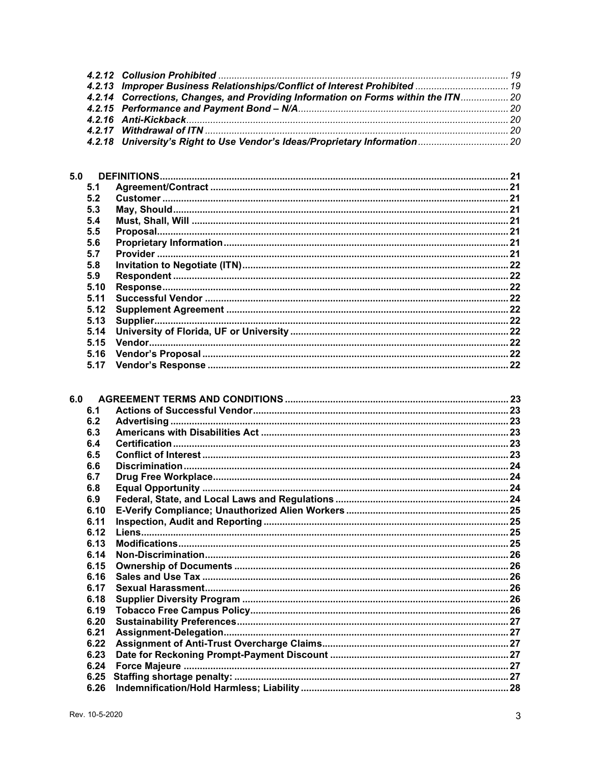*4.2.12 Collusion Prohibited ............................................................................................ 19*
*4.2.13 Improper Business Relationships/Conflict of Interest Prohibited ................................... 19*
*4.2.14 Corrections, Changes, and Providing Information on Forms within the ITN.................. 20*
*4.2.15 Performance and Payment Bond – N/A.............................................................................. 20*
*4.2.16 Anti-Kickback...................................................................................................................... 20*
*4.2.17 Withdrawal of ITN ............................................................................................................... 20*
*4.2.18 University's Right to Use Vendor's Ideas/Proprietary Information.................................. 20*

**5.0 DEFINITIONS................................................................................................................. 21**
**5.1 Agreement/Contract ............................................................................................... 21**
**5.2 Customer ................................................................................................................. 21**
**5.3 May, Should............................................................................................................. 21**
**5.4 Must, Shall, Will ...................................................................................................... 21**
**5.5 Proposal................................................................................................................... 21**
**5.6 Proprietary Information.......................................................................................... 21**
**5.7 Provider ................................................................................................................... 21**
**5.8 Invitation to Negotiate (ITN)................................................................................... 22**
**5.9 Respondent ............................................................................................................. 22**
**5.10 Response................................................................................................................. 22**
**5.11 Successful Vendor ................................................................................................. 22**
**5.12 Supplement Agreement ......................................................................................... 22**
**5.13 Supplier.................................................................................................................... 22**
**5.14 University of Florida, UF or University ................................................................. 22**
**5.15 Vendor...................................................................................................................... 22**
**5.16 Vendor's Proposal .................................................................................................. 22**
**5.17 Vendor's Response ................................................................................................ 22**

**6.0 AGREEMENT TERMS AND CONDITIONS ................................................................... 23**
**6.1 Actions of Successful Vendor................................................................................ 23**
**6.2 Advertising .............................................................................................................. 23**
**6.3 Americans with Disabilities Act ............................................................................ 23**
**6.4 Certification............................................................................................................. 23**
**6.5 Conflict of Interest .................................................................................................. 23**
**6.6 Discrimination......................................................................................................... 24**
**6.7 Drug Free Workplace.............................................................................................. 24**
**6.8 Equal Opportunity .................................................................................................. 24**
**6.9 Federal, State, and Local Laws and Regulations ................................................ 24**
**6.10 E-Verify Compliance; Unauthorized Alien Workers ............................................ 25**
**6.11 Inspection, Audit and Reporting ........................................................................... 25**
**6.12 Liens......................................................................................................................... 25**
**6.13 Modifications........................................................................................................... 25**
**6.14 Non-Discrimination................................................................................................. 26**
**6.15 Ownership of Documents ...................................................................................... 26**
**6.16 Sales and Use Tax .................................................................................................. 26**
**6.17 Sexual Harassment................................................................................................. 26**
**6.18 Supplier Diversity Program ................................................................................... 26**
**6.19 Tobacco Free Campus Policy................................................................................ 26**
**6.20 Sustainability Preferences..................................................................................... 27**
**6.21 Assignment-Delegation.......................................................................................... 27**
**6.22 Assignment of Anti-Trust Overcharge Claims..................................................... 27**
**6.23 Date for Reckoning Prompt-Payment Discount .................................................. 27**
**6.24 Force Majeure ......................................................................................................... 27**
**6.25 Staffing shortage penalty: ..................................................................................... 27**
**6.26 Indemnification/Hold Harmless; Liability ............................................................. 28**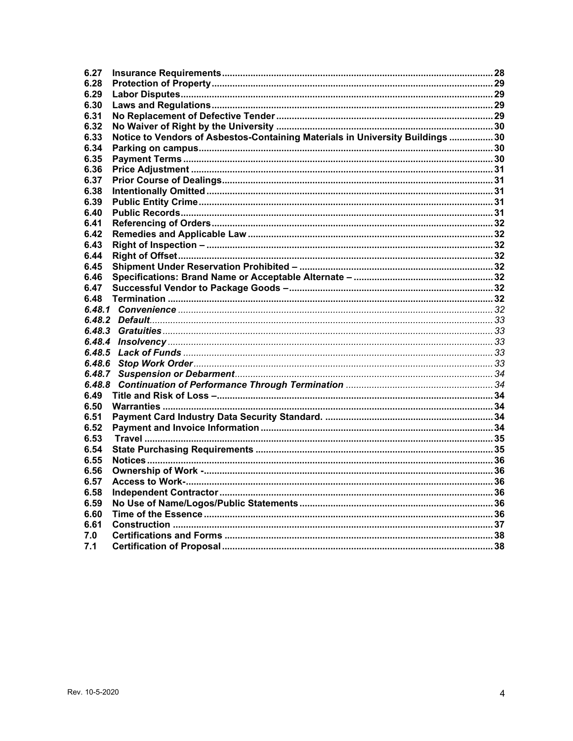| | | |
|---|---|---|
| **6.27** | **Insurance Requirements** | **28** |
| **6.28** | **Protection of Property** | **29** |
| **6.29** | **Labor Disputes** | **29** |
| **6.30** | **Laws and Regulations** | **29** |
| **6.31** | **No Replacement of Defective Tender** | **29** |
| **6.32** | **No Waiver of Right by the University** | **30** |
| **6.33** | **Notice to Vendors of Asbestos-Containing Materials in University Buildings** | **30** |
| **6.34** | **Parking on campus** | **30** |
| **6.35** | **Payment Terms** | **30** |
| **6.36** | **Price Adjustment** | **31** |
| **6.37** | **Prior Course of Dealings** | **31** |
| **6.38** | **Intentionally Omitted** | **31** |
| **6.39** | **Public Entity Crime** | **31** |
| **6.40** | **Public Records** | **31** |
| **6.41** | **Referencing of Orders** | **32** |
| **6.42** | **Remedies and Applicable Law** | **32** |
| **6.43** | **Right of Inspection –** | **32** |
| **6.44** | **Right of Offset** | **32** |
| **6.45** | **Shipment Under Reservation Prohibited –** | **32** |
| **6.46** | **Specifications: Brand Name or Acceptable Alternate –** | **32** |
| **6.47** | **Successful Vendor to Package Goods –** | **32** |
| **6.48** | **Termination** | **32** |
| ***6.48.1*** | ***Convenience*** | *32* |
| ***6.48.2*** | ***Default*** | *33* |
| ***6.48.3*** | ***Gratuities*** | *33* |
| ***6.48.4*** | ***Insolvency*** | *33* |
| ***6.48.5*** | ***Lack of Funds*** | *33* |
| ***6.48.6*** | ***Stop Work Order*** | *33* |
| ***6.48.7*** | ***Suspension or Debarment*** | *34* |
| ***6.48.8*** | ***Continuation of Performance Through Termination*** | *34* |
| **6.49** | **Title and Risk of Loss –** | **34** |
| **6.50** | **Warranties** | **34** |
| **6.51** | **Payment Card Industry Data Security Standard.** | **34** |
| **6.52** | **Payment and Invoice Information** | **34** |
| **6.53** | **Travel** | **35** |
| **6.54** | **State Purchasing Requirements** | **35** |
| **6.55** | **Notices** | **36** |
| **6.56** | **Ownership of Work -** | **36** |
| **6.57** | **Access to Work-** | **36** |
| **6.58** | **Independent Contractor** | **36** |
| **6.59** | **No Use of Name/Logos/Public Statements** | **36** |
| **6.60** | **Time of the Essence** | **36** |
| **6.61** | **Construction** | **37** |
| **7.0** | **Certifications and Forms** | **38** |
| **7.1** | **Certification of Proposal** | **38** |

Rev. 10-5-2020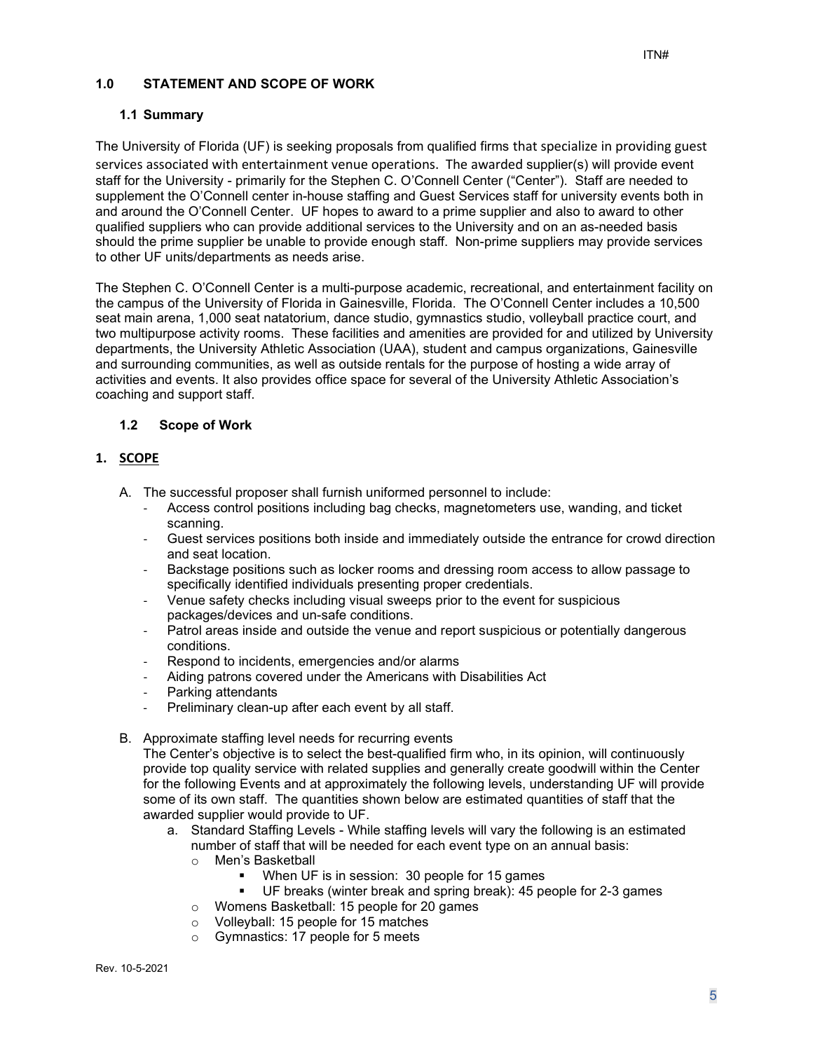## 1.0 STATEMENT AND SCOPE OF WORK

### 1.1 Summary

The University of Florida (UF) is seeking proposals from qualified firms that specialize in providing guest services associated with entertainment venue operations. The awarded supplier(s) will provide event staff for the University - primarily for the Stephen C. O'Connell Center ("Center"). Staff are needed to supplement the O'Connell center in-house staffing and Guest Services staff for university events both in and around the O'Connell Center. UF hopes to award to a prime supplier and also to award to other qualified suppliers who can provide additional services to the University and on an as-needed basis should the prime supplier be unable to provide enough staff. Non-prime suppliers may provide services to other UF units/departments as needs arise.

The Stephen C. O'Connell Center is a multi-purpose academic, recreational, and entertainment facility on the campus of the University of Florida in Gainesville, Florida. The O'Connell Center includes a 10,500 seat main arena, 1,000 seat natatorium, dance studio, gymnastics studio, volleyball practice court, and two multipurpose activity rooms. These facilities and amenities are provided for and utilized by University departments, the University Athletic Association (UAA), student and campus organizations, Gainesville and surrounding communities, as well as outside rentals for the purpose of hosting a wide array of activities and events. It also provides office space for several of the University Athletic Association's coaching and support staff.

### 1.2 Scope of Work

### 1. SCOPE

A. The successful proposer shall furnish uniformed personnel to include:
- Access control positions including bag checks, magnetometers use, wanding, and ticket scanning.
- Guest services positions both inside and immediately outside the entrance for crowd direction and seat location.
- Backstage positions such as locker rooms and dressing room access to allow passage to specifically identified individuals presenting proper credentials.
- Venue safety checks including visual sweeps prior to the event for suspicious packages/devices and un-safe conditions.
- Patrol areas inside and outside the venue and report suspicious or potentially dangerous conditions.
- Respond to incidents, emergencies and/or alarms
- Aiding patrons covered under the Americans with Disabilities Act
- Parking attendants
- Preliminary clean-up after each event by all staff.

B. Approximate staffing level needs for recurring events
The Center's objective is to select the best-qualified firm who, in its opinion, will continuously provide top quality service with related supplies and generally create goodwill within the Center for the following Events and at approximately the following levels, understanding UF will provide some of its own staff. The quantities shown below are estimated quantities of staff that the awarded supplier would provide to UF.

   a. Standard Staffing Levels - While staffing levels will vary the following is an estimated number of staff that will be needed for each event type on an annual basis:
      - Men's Basketball
         - When UF is in session: 30 people for 15 games
         - UF breaks (winter break and spring break): 45 people for 2-3 games
      - Womens Basketball: 15 people for 20 games
      - Volleyball: 15 people for 15 matches
      - Gymnastics: 17 people for 5 meets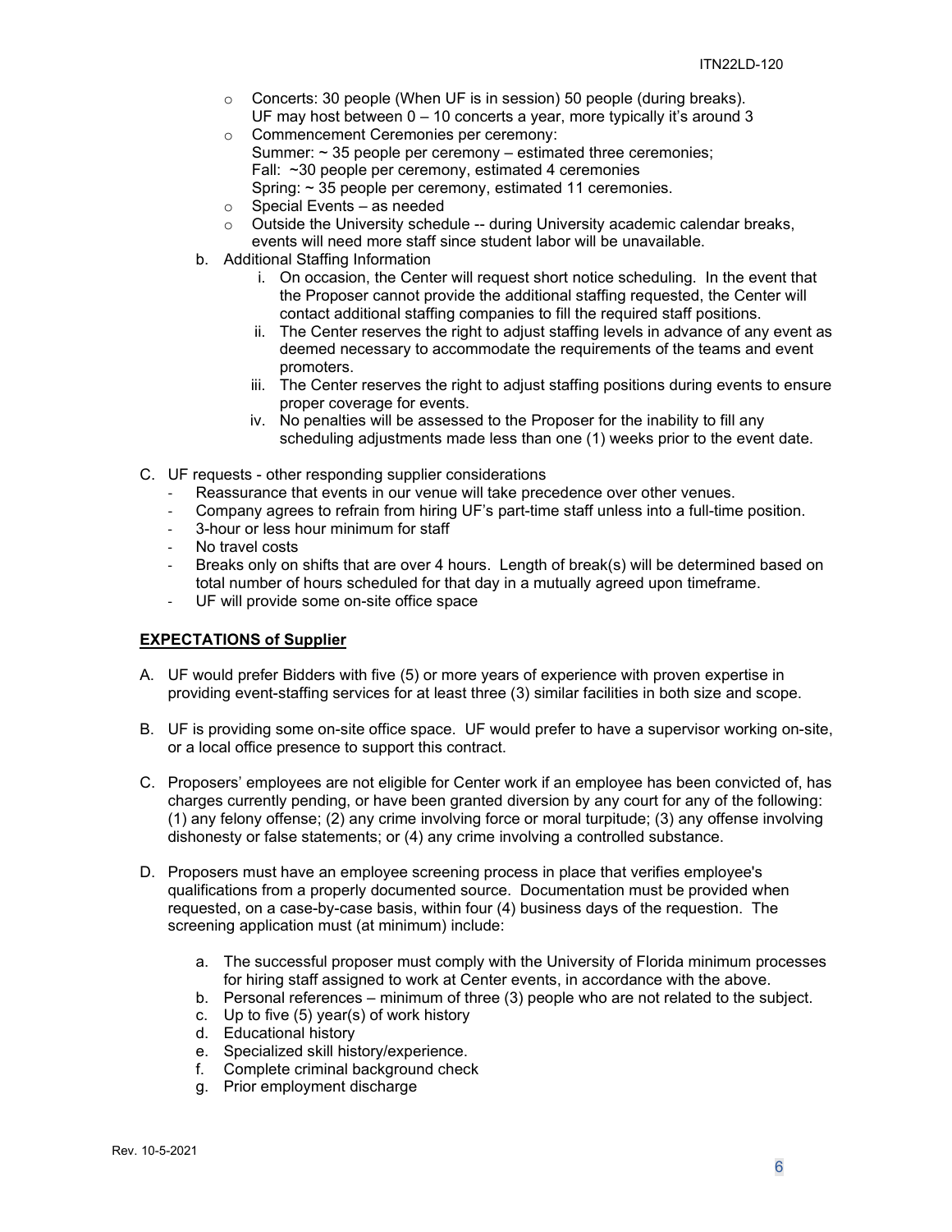- Concerts: 30 people (When UF is in session) 50 people (during breaks). UF may host between 0 – 10 concerts a year, more typically it's around 3
- Commencement Ceremonies per ceremony:
  Summer: ~ 35 people per ceremony – estimated three ceremonies;
  Fall: ~30 people per ceremony, estimated 4 ceremonies
  Spring: ~ 35 people per ceremony, estimated 11 ceremonies.
- Special Events – as needed
- Outside the University schedule -- during University academic calendar breaks, events will need more staff since student labor will be unavailable.

b. Additional Staffing Information
   i. On occasion, the Center will request short notice scheduling. In the event that the Proposer cannot provide the additional staffing requested, the Center will contact additional staffing companies to fill the required staff positions.
   ii. The Center reserves the right to adjust staffing levels in advance of any event as deemed necessary to accommodate the requirements of the teams and event promoters.
   iii. The Center reserves the right to adjust staffing positions during events to ensure proper coverage for events.
   iv. No penalties will be assessed to the Proposer for the inability to fill any scheduling adjustments made less than one (1) weeks prior to the event date.

C. UF requests - other responding supplier considerations
- Reassurance that events in our venue will take precedence over other venues.
- Company agrees to refrain from hiring UF's part-time staff unless into a full-time position.
- 3-hour or less hour minimum for staff
- No travel costs
- Breaks only on shifts that are over 4 hours. Length of break(s) will be determined based on total number of hours scheduled for that day in a mutually agreed upon timeframe.
- UF will provide some on-site office space

## **EXPECTATIONS of Supplier**

A. UF would prefer Bidders with five (5) or more years of experience with proven expertise in providing event-staffing services for at least three (3) similar facilities in both size and scope.

B. UF is providing some on-site office space. UF would prefer to have a supervisor working on-site, or a local office presence to support this contract.

C. Proposers' employees are not eligible for Center work if an employee has been convicted of, has charges currently pending, or have been granted diversion by any court for any of the following: (1) any felony offense; (2) any crime involving force or moral turpitude; (3) any offense involving dishonesty or false statements; or (4) any crime involving a controlled substance.

D. Proposers must have an employee screening process in place that verifies employee's qualifications from a properly documented source. Documentation must be provided when requested, on a case-by-case basis, within four (4) business days of the requestion. The screening application must (at minimum) include:

   a. The successful proposer must comply with the University of Florida minimum processes for hiring staff assigned to work at Center events, in accordance with the above.
   b. Personal references – minimum of three (3) people who are not related to the subject.
   c. Up to five (5) year(s) of work history
   d. Educational history
   e. Specialized skill history/experience.
   f. Complete criminal background check
   g. Prior employment discharge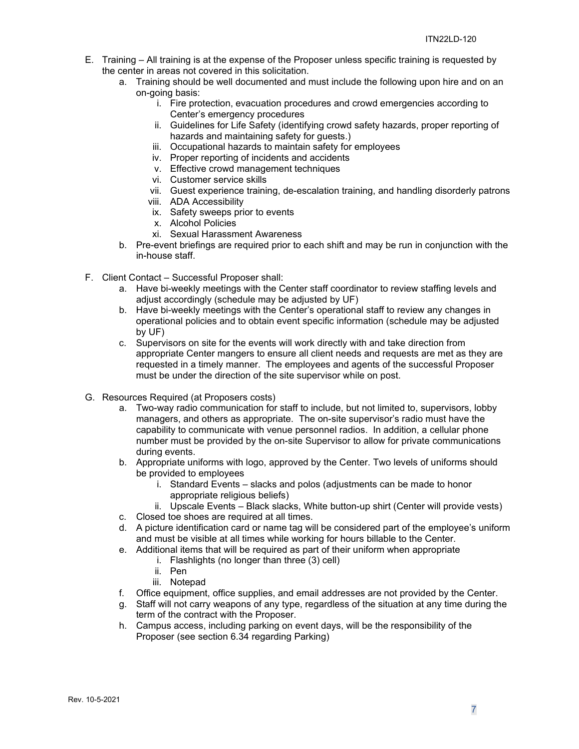E. Training – All training is at the expense of the Proposer unless specific training is requested by the center in areas not covered in this solicitation.
   a. Training should be well documented and must include the following upon hire and on an on-going basis:
      i. Fire protection, evacuation procedures and crowd emergencies according to Center's emergency procedures
      ii. Guidelines for Life Safety (identifying crowd safety hazards, proper reporting of hazards and maintaining safety for guests.)
      iii. Occupational hazards to maintain safety for employees
      iv. Proper reporting of incidents and accidents
      v. Effective crowd management techniques
      vi. Customer service skills
      vii. Guest experience training, de-escalation training, and handling disorderly patrons
      viii. ADA Accessibility
      ix. Safety sweeps prior to events
      x. Alcohol Policies
      xi. Sexual Harassment Awareness
   b. Pre-event briefings are required prior to each shift and may be run in conjunction with the in-house staff.

F. Client Contact – Successful Proposer shall:
   a. Have bi-weekly meetings with the Center staff coordinator to review staffing levels and adjust accordingly (schedule may be adjusted by UF)
   b. Have bi-weekly meetings with the Center's operational staff to review any changes in operational policies and to obtain event specific information (schedule may be adjusted by UF)
   c. Supervisors on site for the events will work directly with and take direction from appropriate Center mangers to ensure all client needs and requests are met as they are requested in a timely manner. The employees and agents of the successful Proposer must be under the direction of the site supervisor while on post.

G. Resources Required (at Proposers costs)
   a. Two-way radio communication for staff to include, but not limited to, supervisors, lobby managers, and others as appropriate. The on-site supervisor's radio must have the capability to communicate with venue personnel radios. In addition, a cellular phone number must be provided by the on-site Supervisor to allow for private communications during events.
   b. Appropriate uniforms with logo, approved by the Center. Two levels of uniforms should be provided to employees
      i. Standard Events – slacks and polos (adjustments can be made to honor appropriate religious beliefs)
      ii. Upscale Events – Black slacks, White button-up shirt (Center will provide vests)
   c. Closed toe shoes are required at all times.
   d. A picture identification card or name tag will be considered part of the employee's uniform and must be visible at all times while working for hours billable to the Center.
   e. Additional items that will be required as part of their uniform when appropriate
      i. Flashlights (no longer than three (3) cell)
      ii. Pen
      iii. Notepad
   f. Office equipment, office supplies, and email addresses are not provided by the Center.
   g. Staff will not carry weapons of any type, regardless of the situation at any time during the term of the contract with the Proposer.
   h. Campus access, including parking on event days, will be the responsibility of the Proposer (see section 6.34 regarding Parking)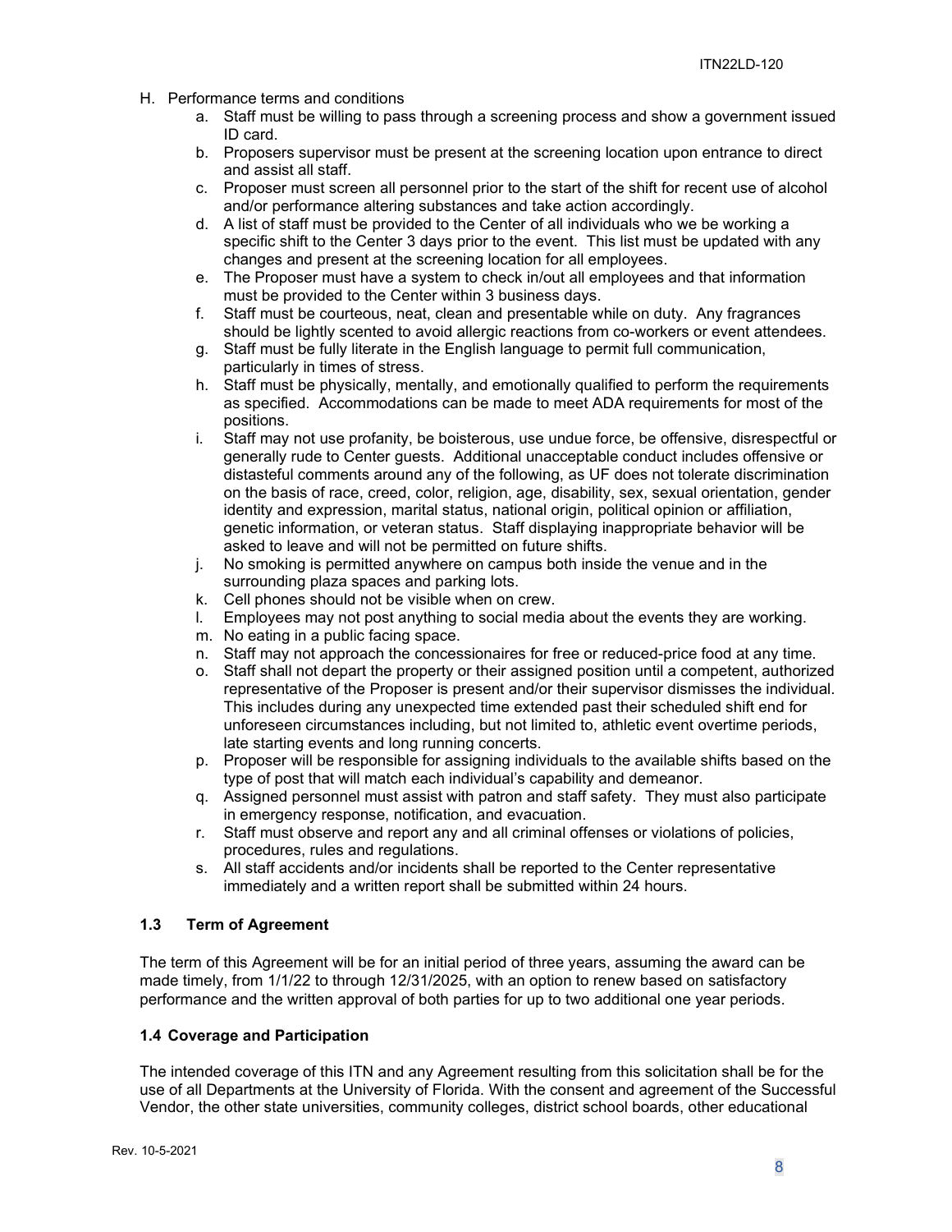H. Performance terms and conditions

   a. Staff must be willing to pass through a screening process and show a government issued ID card.
   b. Proposers supervisor must be present at the screening location upon entrance to direct and assist all staff.
   c. Proposer must screen all personnel prior to the start of the shift for recent use of alcohol and/or performance altering substances and take action accordingly.
   d. A list of staff must be provided to the Center of all individuals who we be working a specific shift to the Center 3 days prior to the event. This list must be updated with any changes and present at the screening location for all employees.
   e. The Proposer must have a system to check in/out all employees and that information must be provided to the Center within 3 business days.
   f. Staff must be courteous, neat, clean and presentable while on duty. Any fragrances should be lightly scented to avoid allergic reactions from co-workers or event attendees.
   g. Staff must be fully literate in the English language to permit full communication, particularly in times of stress.
   h. Staff must be physically, mentally, and emotionally qualified to perform the requirements as specified. Accommodations can be made to meet ADA requirements for most of the positions.
   i. Staff may not use profanity, be boisterous, use undue force, be offensive, disrespectful or generally rude to Center guests. Additional unacceptable conduct includes offensive or distasteful comments around any of the following, as UF does not tolerate discrimination on the basis of race, creed, color, religion, age, disability, sex, sexual orientation, gender identity and expression, marital status, national origin, political opinion or affiliation, genetic information, or veteran status. Staff displaying inappropriate behavior will be asked to leave and will not be permitted on future shifts.
   j. No smoking is permitted anywhere on campus both inside the venue and in the surrounding plaza spaces and parking lots.
   k. Cell phones should not be visible when on crew.
   l. Employees may not post anything to social media about the events they are working.
   m. No eating in a public facing space.
   n. Staff may not approach the concessionaires for free or reduced-price food at any time.
   o. Staff shall not depart the property or their assigned position until a competent, authorized representative of the Proposer is present and/or their supervisor dismisses the individual. This includes during any unexpected time extended past their scheduled shift end for unforeseen circumstances including, but not limited to, athletic event overtime periods, late starting events and long running concerts.
   p. Proposer will be responsible for assigning individuals to the available shifts based on the type of post that will match each individual's capability and demeanor.
   q. Assigned personnel must assist with patron and staff safety. They must also participate in emergency response, notification, and evacuation.
   r. Staff must observe and report any and all criminal offenses or violations of policies, procedures, rules and regulations.
   s. All staff accidents and/or incidents shall be reported to the Center representative immediately and a written report shall be submitted within 24 hours.

### 1.3 Term of Agreement

The term of this Agreement will be for an initial period of three years, assuming the award can be made timely, from 1/1/22 to through 12/31/2025, with an option to renew based on satisfactory performance and the written approval of both parties for up to two additional one year periods.

### 1.4 Coverage and Participation

The intended coverage of this ITN and any Agreement resulting from this solicitation shall be for the use of all Departments at the University of Florida. With the consent and agreement of the Successful Vendor, the other state universities, community colleges, district school boards, other educational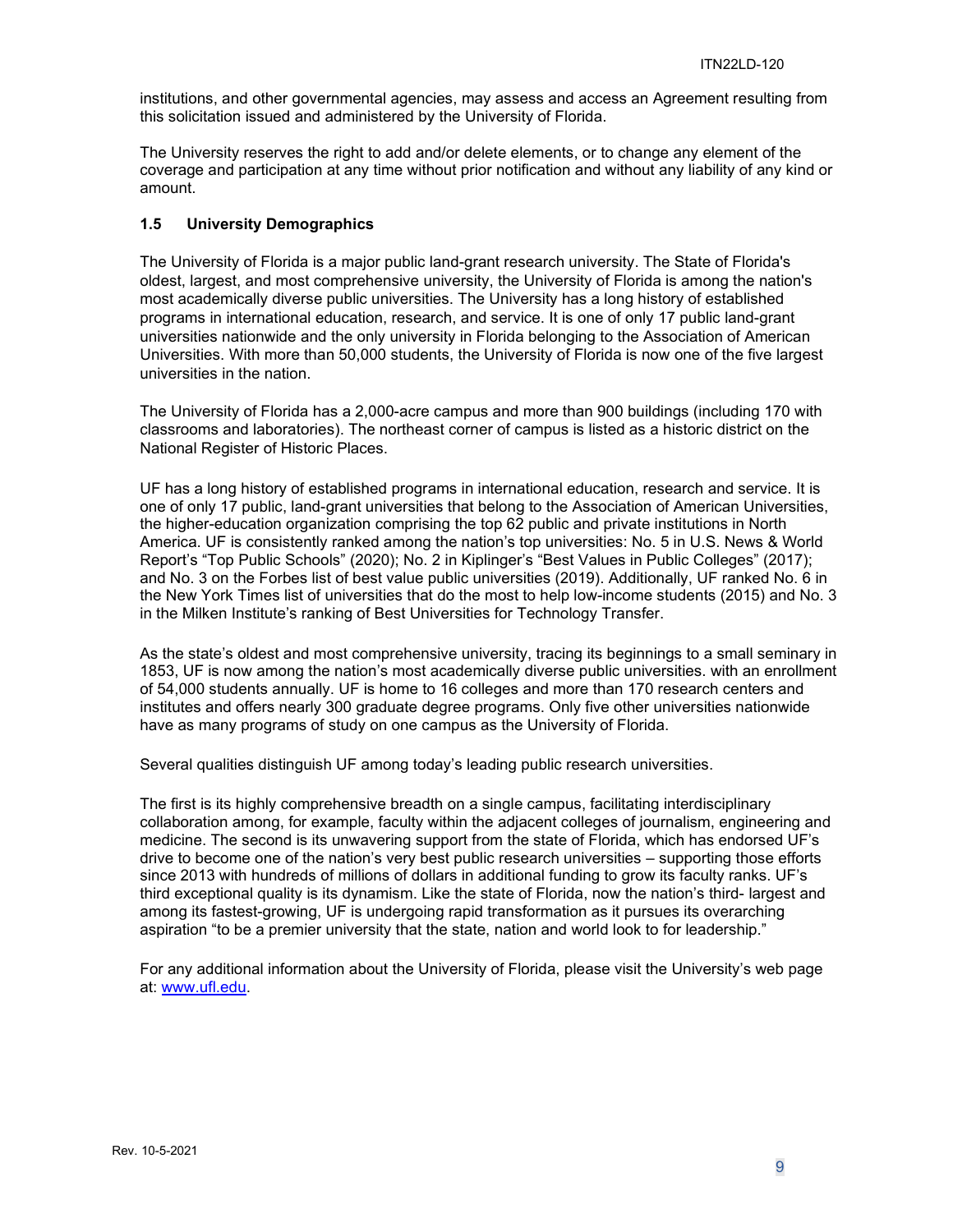institutions, and other governmental agencies, may assess and access an Agreement resulting from this solicitation issued and administered by the University of Florida.

The University reserves the right to add and/or delete elements, or to change any element of the coverage and participation at any time without prior notification and without any liability of any kind or amount.

### 1.5 University Demographics

The University of Florida is a major public land-grant research university. The State of Florida's oldest, largest, and most comprehensive university, the University of Florida is among the nation's most academically diverse public universities. The University has a long history of established programs in international education, research, and service. It is one of only 17 public land-grant universities nationwide and the only university in Florida belonging to the Association of American Universities. With more than 50,000 students, the University of Florida is now one of the five largest universities in the nation.

The University of Florida has a 2,000-acre campus and more than 900 buildings (including 170 with classrooms and laboratories). The northeast corner of campus is listed as a historic district on the National Register of Historic Places.

UF has a long history of established programs in international education, research and service. It is one of only 17 public, land-grant universities that belong to the Association of American Universities, the higher-education organization comprising the top 62 public and private institutions in North America. UF is consistently ranked among the nation's top universities: No. 5 in U.S. News & World Report's "Top Public Schools" (2020); No. 2 in Kiplinger's "Best Values in Public Colleges" (2017); and No. 3 on the Forbes list of best value public universities (2019). Additionally, UF ranked No. 6 in the New York Times list of universities that do the most to help low-income students (2015) and No. 3 in the Milken Institute's ranking of Best Universities for Technology Transfer.

As the state's oldest and most comprehensive university, tracing its beginnings to a small seminary in 1853, UF is now among the nation's most academically diverse public universities. with an enrollment of 54,000 students annually. UF is home to 16 colleges and more than 170 research centers and institutes and offers nearly 300 graduate degree programs. Only five other universities nationwide have as many programs of study on one campus as the University of Florida.

Several qualities distinguish UF among today's leading public research universities.

The first is its highly comprehensive breadth on a single campus, facilitating interdisciplinary collaboration among, for example, faculty within the adjacent colleges of journalism, engineering and medicine. The second is its unwavering support from the state of Florida, which has endorsed UF's drive to become one of the nation's very best public research universities – supporting those efforts since 2013 with hundreds of millions of dollars in additional funding to grow its faculty ranks. UF's third exceptional quality is its dynamism. Like the state of Florida, now the nation's third- largest and among its fastest-growing, UF is undergoing rapid transformation as it pursues its overarching aspiration "to be a premier university that the state, nation and world look to for leadership."

For any additional information about the University of Florida, please visit the University's web page at: www.ufl.edu.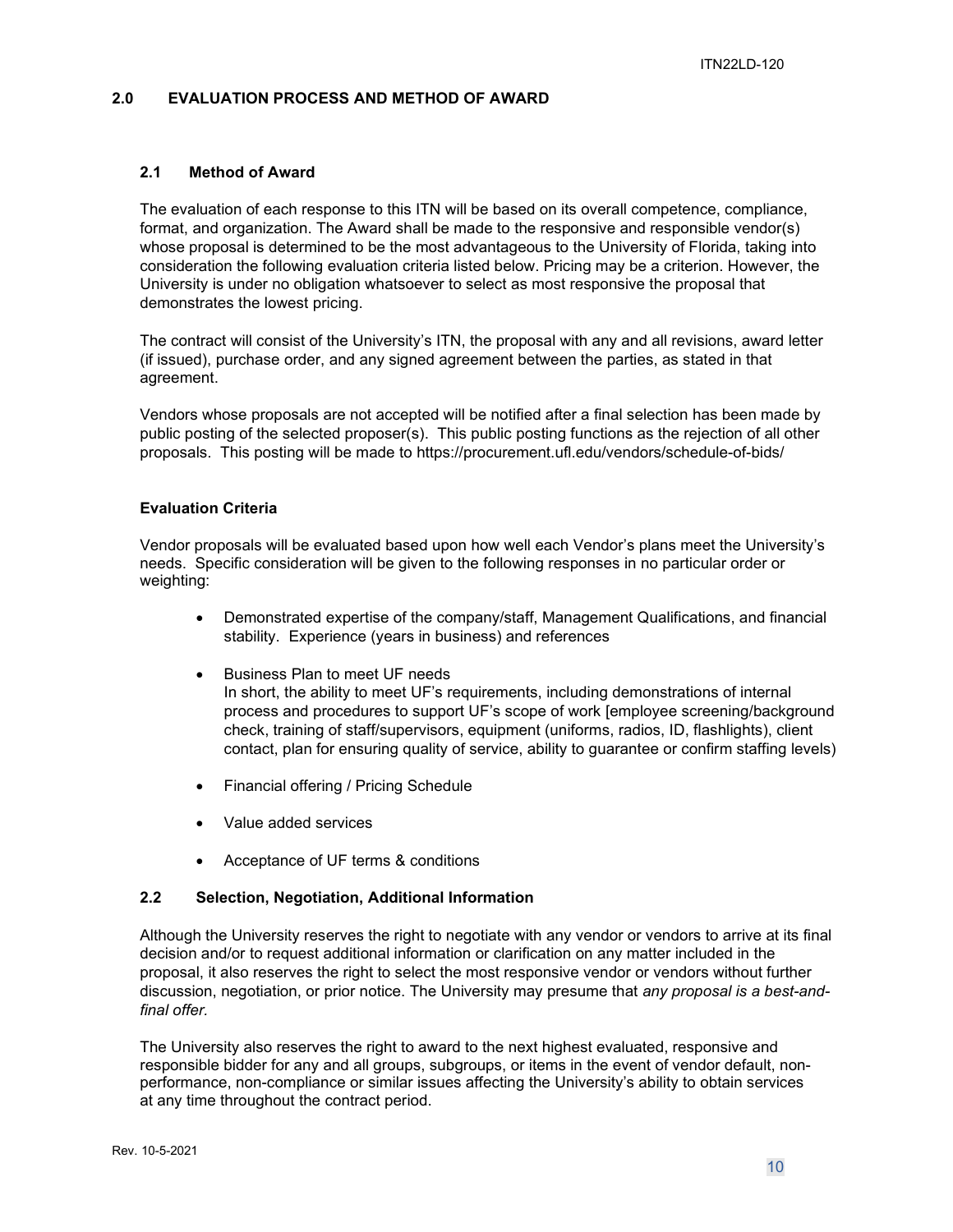## 2.0 EVALUATION PROCESS AND METHOD OF AWARD

### 2.1 Method of Award

The evaluation of each response to this ITN will be based on its overall competence, compliance, format, and organization. The Award shall be made to the responsive and responsible vendor(s) whose proposal is determined to be the most advantageous to the University of Florida, taking into consideration the following evaluation criteria listed below. Pricing may be a criterion. However, the University is under no obligation whatsoever to select as most responsive the proposal that demonstrates the lowest pricing.

The contract will consist of the University's ITN, the proposal with any and all revisions, award letter (if issued), purchase order, and any signed agreement between the parties, as stated in that agreement.

Vendors whose proposals are not accepted will be notified after a final selection has been made by public posting of the selected proposer(s). This public posting functions as the rejection of all other proposals. This posting will be made to https://procurement.ufl.edu/vendors/schedule-of-bids/

**Evaluation Criteria**

Vendor proposals will be evaluated based upon how well each Vendor's plans meet the University's needs. Specific consideration will be given to the following responses in no particular order or weighting:

- Demonstrated expertise of the company/staff, Management Qualifications, and financial stability. Experience (years in business) and references
- Business Plan to meet UF needs
  In short, the ability to meet UF's requirements, including demonstrations of internal process and procedures to support UF's scope of work [employee screening/background check, training of staff/supervisors, equipment (uniforms, radios, ID, flashlights), client contact, plan for ensuring quality of service, ability to guarantee or confirm staffing levels)
- Financial offering / Pricing Schedule
- Value added services
- Acceptance of UF terms & conditions

### 2.2 Selection, Negotiation, Additional Information

Although the University reserves the right to negotiate with any vendor or vendors to arrive at its final decision and/or to request additional information or clarification on any matter included in the proposal, it also reserves the right to select the most responsive vendor or vendors without further discussion, negotiation, or prior notice. The University may presume that *any proposal is a best-and-final offer.*

The University also reserves the right to award to the next highest evaluated, responsive and responsible bidder for any and all groups, subgroups, or items in the event of vendor default, non-performance, non-compliance or similar issues affecting the University's ability to obtain services at any time throughout the contract period.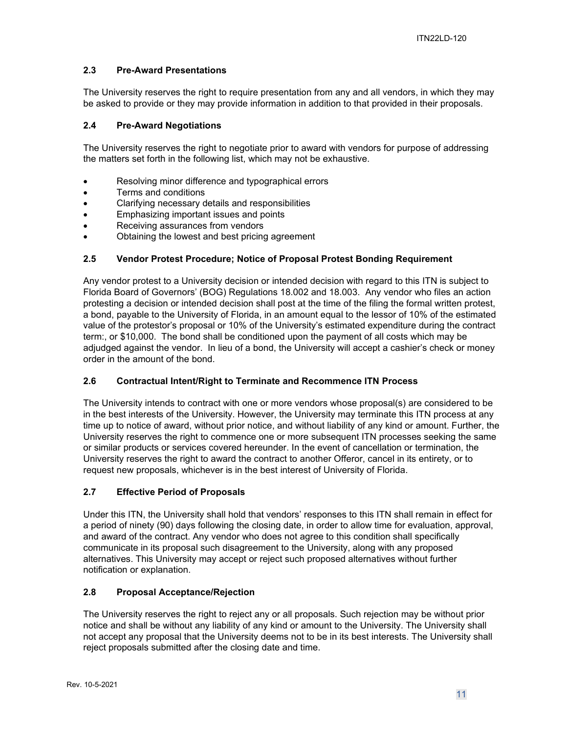### 2.3 Pre-Award Presentations

The University reserves the right to require presentation from any and all vendors, in which they may be asked to provide or they may provide information in addition to that provided in their proposals.

### 2.4 Pre-Award Negotiations

The University reserves the right to negotiate prior to award with vendors for purpose of addressing the matters set forth in the following list, which may not be exhaustive.

- Resolving minor difference and typographical errors
- Terms and conditions
- Clarifying necessary details and responsibilities
- Emphasizing important issues and points
- Receiving assurances from vendors
- Obtaining the lowest and best pricing agreement

### 2.5 Vendor Protest Procedure; Notice of Proposal Protest Bonding Requirement

Any vendor protest to a University decision or intended decision with regard to this ITN is subject to Florida Board of Governors' (BOG) Regulations 18.002 and 18.003. Any vendor who files an action protesting a decision or intended decision shall post at the time of the filing the formal written protest, a bond, payable to the University of Florida, in an amount equal to the lessor of 10% of the estimated value of the protestor's proposal or 10% of the University's estimated expenditure during the contract term:, or $10,000. The bond shall be conditioned upon the payment of all costs which may be adjudged against the vendor. In lieu of a bond, the University will accept a cashier's check or money order in the amount of the bond.

### 2.6 Contractual Intent/Right to Terminate and Recommence ITN Process

The University intends to contract with one or more vendors whose proposal(s) are considered to be in the best interests of the University. However, the University may terminate this ITN process at any time up to notice of award, without prior notice, and without liability of any kind or amount. Further, the University reserves the right to commence one or more subsequent ITN processes seeking the same or similar products or services covered hereunder. In the event of cancellation or termination, the University reserves the right to award the contract to another Offeror, cancel in its entirety, or to request new proposals, whichever is in the best interest of University of Florida.

### 2.7 Effective Period of Proposals

Under this ITN, the University shall hold that vendors' responses to this ITN shall remain in effect for a period of ninety (90) days following the closing date, in order to allow time for evaluation, approval, and award of the contract. Any vendor who does not agree to this condition shall specifically communicate in its proposal such disagreement to the University, along with any proposed alternatives. This University may accept or reject such proposed alternatives without further notification or explanation.

### 2.8 Proposal Acceptance/Rejection

The University reserves the right to reject any or all proposals. Such rejection may be without prior notice and shall be without any liability of any kind or amount to the University. The University shall not accept any proposal that the University deems not to be in its best interests. The University shall reject proposals submitted after the closing date and time.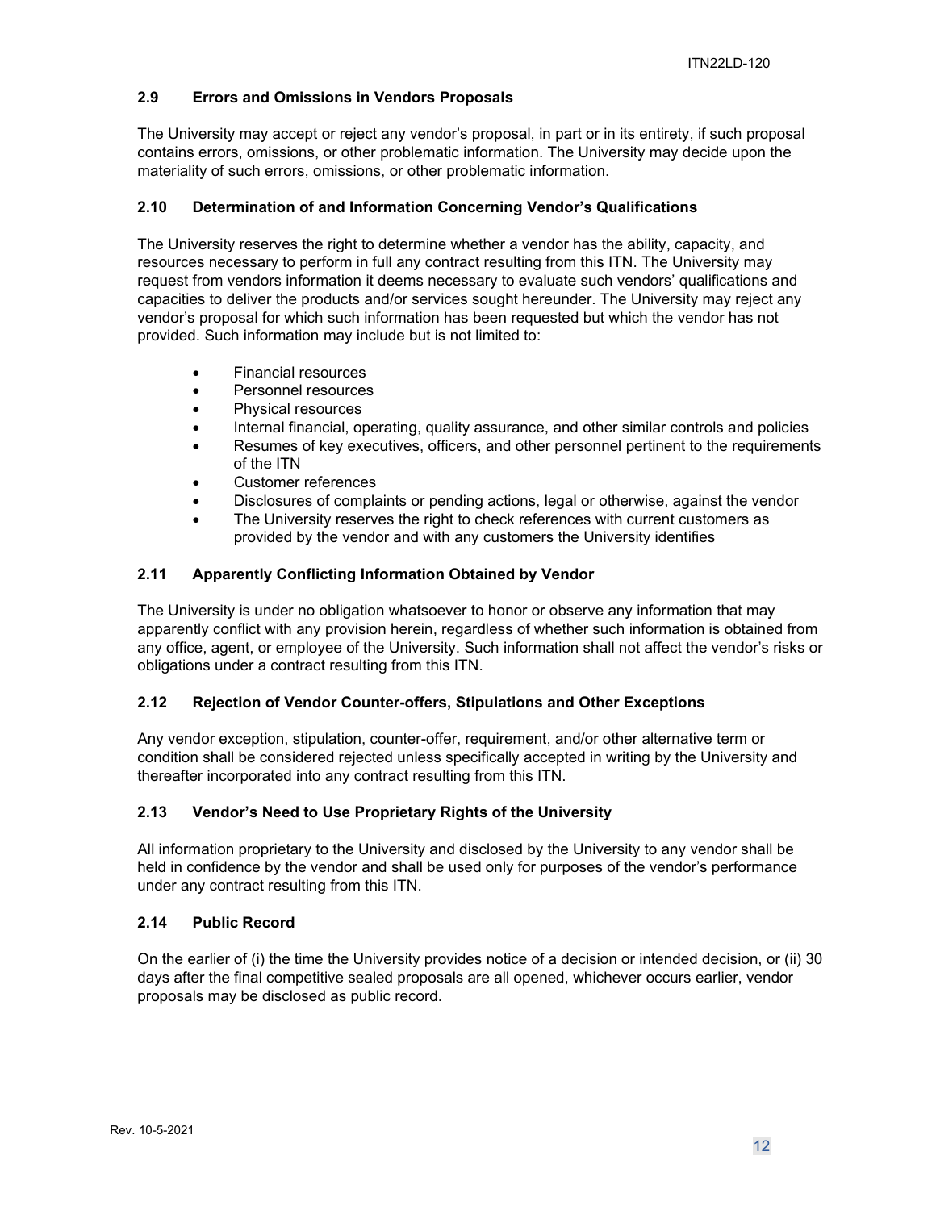### 2.9 Errors and Omissions in Vendors Proposals

The University may accept or reject any vendor's proposal, in part or in its entirety, if such proposal contains errors, omissions, or other problematic information. The University may decide upon the materiality of such errors, omissions, or other problematic information.

### 2.10 Determination of and Information Concerning Vendor's Qualifications

The University reserves the right to determine whether a vendor has the ability, capacity, and resources necessary to perform in full any contract resulting from this ITN. The University may request from vendors information it deems necessary to evaluate such vendors' qualifications and capacities to deliver the products and/or services sought hereunder. The University may reject any vendor's proposal for which such information has been requested but which the vendor has not provided. Such information may include but is not limited to:

- Financial resources
- Personnel resources
- Physical resources
- Internal financial, operating, quality assurance, and other similar controls and policies
- Resumes of key executives, officers, and other personnel pertinent to the requirements of the ITN
- Customer references
- Disclosures of complaints or pending actions, legal or otherwise, against the vendor
- The University reserves the right to check references with current customers as provided by the vendor and with any customers the University identifies

### 2.11 Apparently Conflicting Information Obtained by Vendor

The University is under no obligation whatsoever to honor or observe any information that may apparently conflict with any provision herein, regardless of whether such information is obtained from any office, agent, or employee of the University. Such information shall not affect the vendor's risks or obligations under a contract resulting from this ITN.

### 2.12 Rejection of Vendor Counter-offers, Stipulations and Other Exceptions

Any vendor exception, stipulation, counter-offer, requirement, and/or other alternative term or condition shall be considered rejected unless specifically accepted in writing by the University and thereafter incorporated into any contract resulting from this ITN.

### 2.13 Vendor's Need to Use Proprietary Rights of the University

All information proprietary to the University and disclosed by the University to any vendor shall be held in confidence by the vendor and shall be used only for purposes of the vendor's performance under any contract resulting from this ITN.

### 2.14 Public Record

On the earlier of (i) the time the University provides notice of a decision or intended decision, or (ii) 30 days after the final competitive sealed proposals are all opened, whichever occurs earlier, vendor proposals may be disclosed as public record.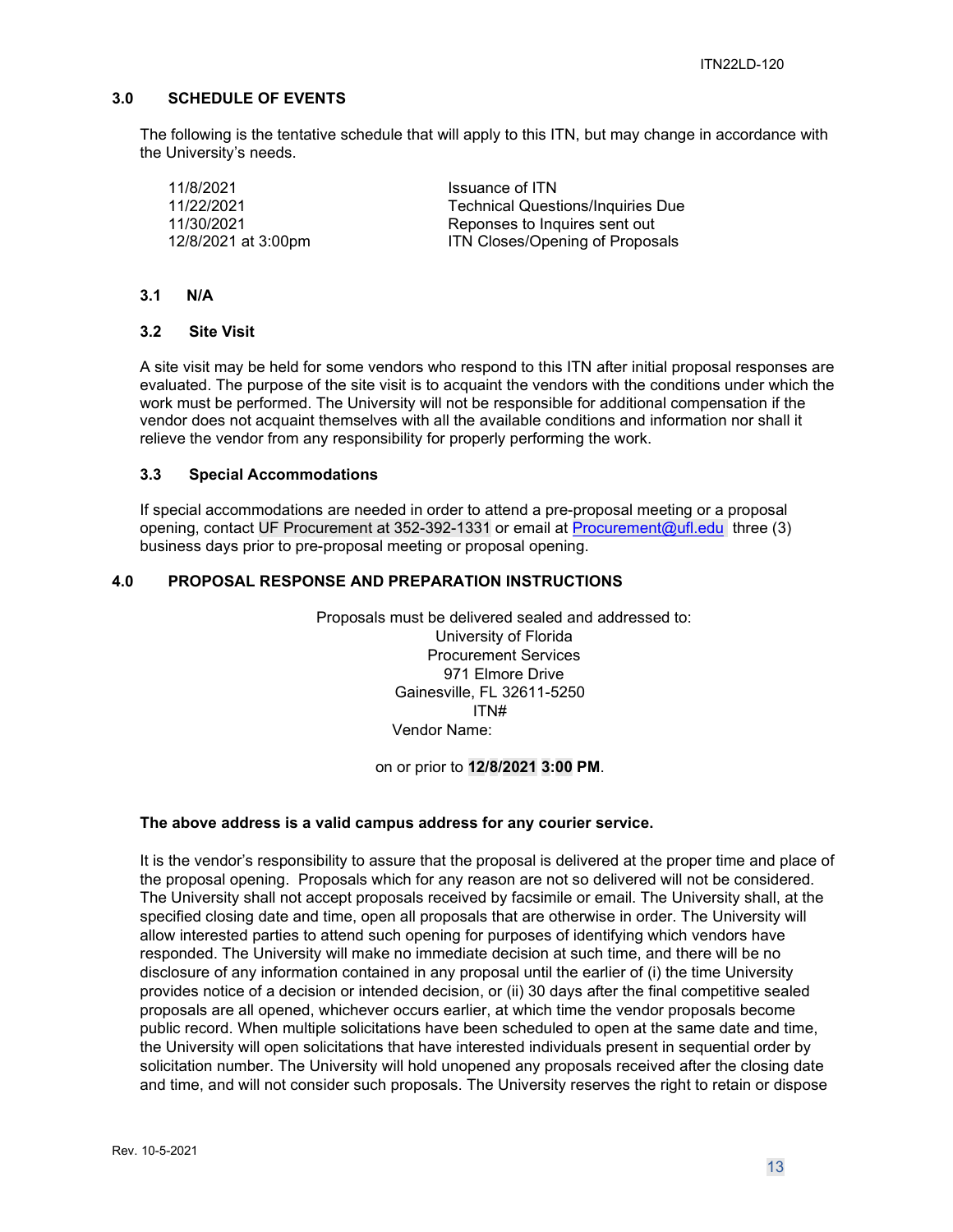## 3.0 SCHEDULE OF EVENTS

The following is the tentative schedule that will apply to this ITN, but may change in accordance with the University's needs.

| | |
|---|---|
| 11/8/2021 | Issuance of ITN |
| 11/22/2021 | Technical Questions/Inquiries Due |
| 11/30/2021 | Reponses to Inquires sent out |
| 12/8/2021 at 3:00pm | ITN Closes/Opening of Proposals |

### 3.1 N/A

### 3.2 Site Visit

A site visit may be held for some vendors who respond to this ITN after initial proposal responses are evaluated. The purpose of the site visit is to acquaint the vendors with the conditions under which the work must be performed. The University will not be responsible for additional compensation if the vendor does not acquaint themselves with all the available conditions and information nor shall it relieve the vendor from any responsibility for properly performing the work.

### 3.3 Special Accommodations

If special accommodations are needed in order to attend a pre-proposal meeting or a proposal opening, contact UF Procurement at 352-392-1331 or email at Procurement@ufl.edu three (3) business days prior to pre-proposal meeting or proposal opening.

## 4.0 PROPOSAL RESPONSE AND PREPARATION INSTRUCTIONS

Proposals must be delivered sealed and addressed to:
University of Florida
Procurement Services
971 Elmore Drive
Gainesville, FL 32611-5250
ITN#
Vendor Name:

on or prior to **12/8/2021 3:00 PM**.

**The above address is a valid campus address for any courier service.**

It is the vendor's responsibility to assure that the proposal is delivered at the proper time and place of the proposal opening. Proposals which for any reason are not so delivered will not be considered. The University shall not accept proposals received by facsimile or email. The University shall, at the specified closing date and time, open all proposals that are otherwise in order. The University will allow interested parties to attend such opening for purposes of identifying which vendors have responded. The University will make no immediate decision at such time, and there will be no disclosure of any information contained in any proposal until the earlier of (i) the time University provides notice of a decision or intended decision, or (ii) 30 days after the final competitive sealed proposals are all opened, whichever occurs earlier, at which time the vendor proposals become public record. When multiple solicitations have been scheduled to open at the same date and time, the University will open solicitations that have interested individuals present in sequential order by solicitation number. The University will hold unopened any proposals received after the closing date and time, and will not consider such proposals. The University reserves the right to retain or dispose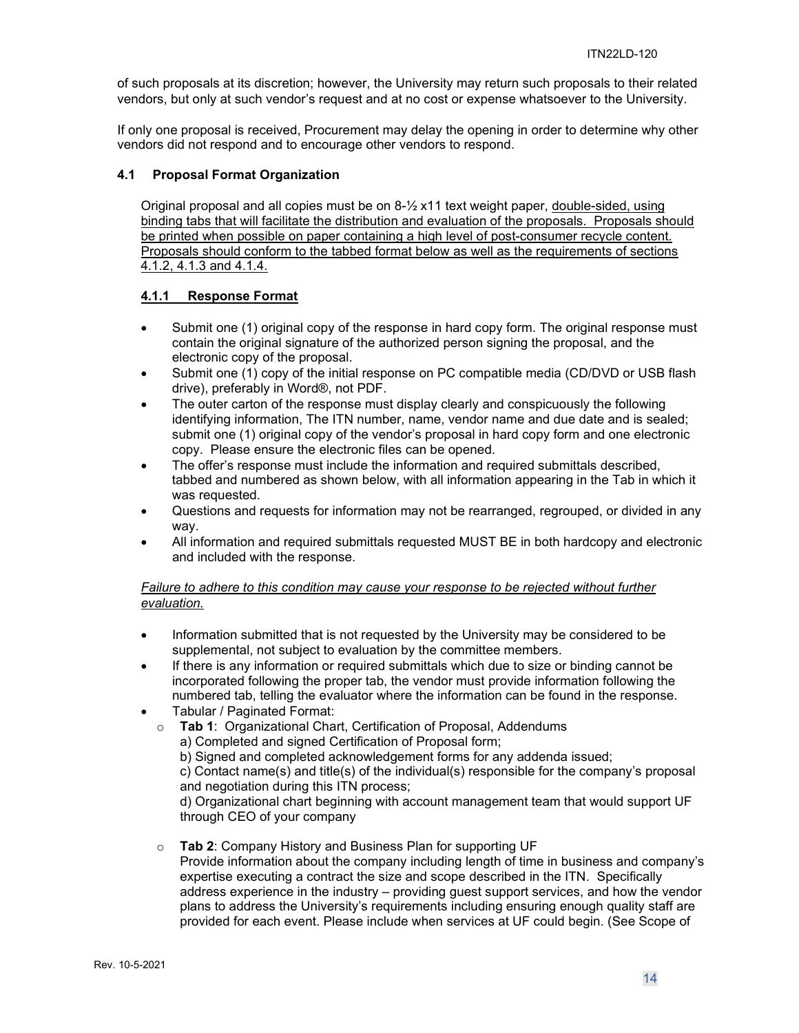of such proposals at its discretion; however, the University may return such proposals to their related vendors, but only at such vendor's request and at no cost or expense whatsoever to the University.

If only one proposal is received, Procurement may delay the opening in order to determine why other vendors did not respond and to encourage other vendors to respond.

### 4.1 Proposal Format Organization

Original proposal and all copies must be on 8-½ x11 text weight paper, double-sided, using binding tabs that will facilitate the distribution and evaluation of the proposals. Proposals should be printed when possible on paper containing a high level of post-consumer recycle content. Proposals should conform to the tabbed format below as well as the requirements of sections 4.1.2, 4.1.3 and 4.1.4.

#### 4.1.1 Response Format

- Submit one (1) original copy of the response in hard copy form. The original response must contain the original signature of the authorized person signing the proposal, and the electronic copy of the proposal.
- Submit one (1) copy of the initial response on PC compatible media (CD/DVD or USB flash drive), preferably in Word®, not PDF.
- The outer carton of the response must display clearly and conspicuously the following identifying information, The ITN number, name, vendor name and due date and is sealed; submit one (1) original copy of the vendor's proposal in hard copy form and one electronic copy. Please ensure the electronic files can be opened.
- The offer's response must include the information and required submittals described, tabbed and numbered as shown below, with all information appearing in the Tab in which it was requested.
- Questions and requests for information may not be rearranged, regrouped, or divided in any way.
- All information and required submittals requested MUST BE in both hardcopy and electronic and included with the response.

*Failure to adhere to this condition may cause your response to be rejected without further evaluation.*

- Information submitted that is not requested by the University may be considered to be supplemental, not subject to evaluation by the committee members.
- If there is any information or required submittals which due to size or binding cannot be incorporated following the proper tab, the vendor must provide information following the numbered tab, telling the evaluator where the information can be found in the response.
- Tabular / Paginated Format:
  - **Tab 1**: Organizational Chart, Certification of Proposal, Addendums
    a) Completed and signed Certification of Proposal form;
    b) Signed and completed acknowledgement forms for any addenda issued;
    c) Contact name(s) and title(s) of the individual(s) responsible for the company's proposal and negotiation during this ITN process;
    d) Organizational chart beginning with account management team that would support UF through CEO of your company
  - **Tab 2**: Company History and Business Plan for supporting UF
    Provide information about the company including length of time in business and company's expertise executing a contract the size and scope described in the ITN. Specifically address experience in the industry – providing guest support services, and how the vendor plans to address the University's requirements including ensuring enough quality staff are provided for each event. Please include when services at UF could begin. (See Scope of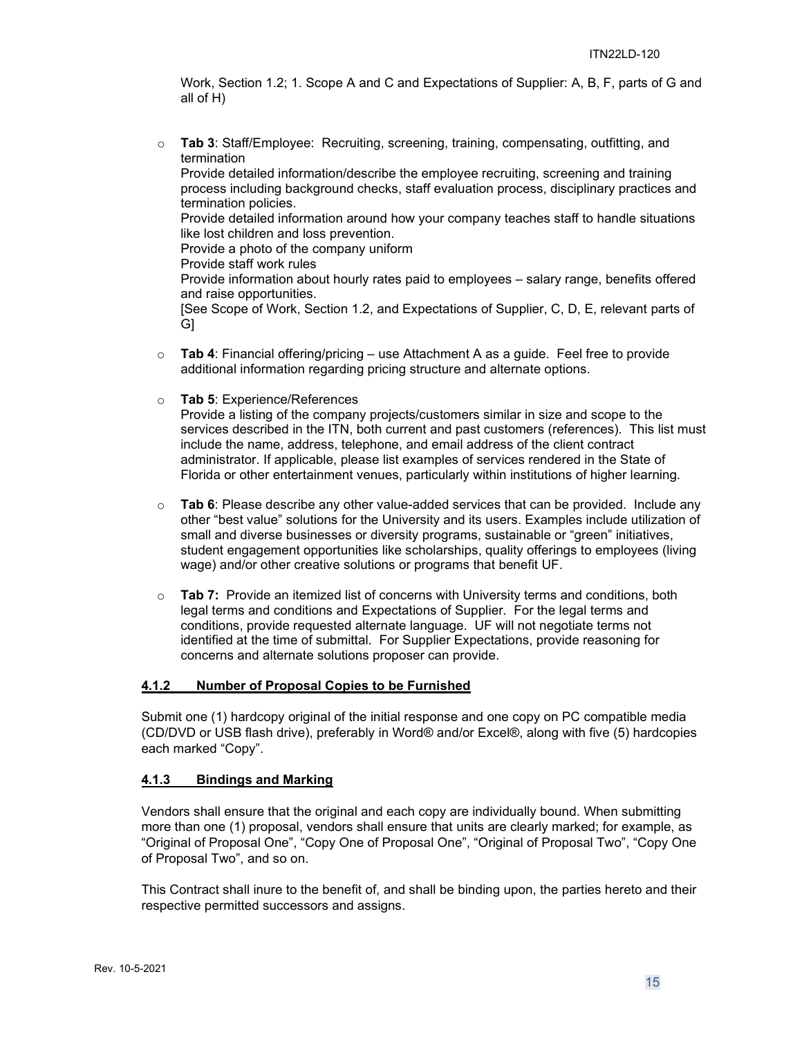Work, Section 1.2; 1. Scope A and C and Expectations of Supplier: A, B, F, parts of G and all of H)

- **Tab 3**: Staff/Employee: Recruiting, screening, training, compensating, outfitting, and termination
  Provide detailed information/describe the employee recruiting, screening and training process including background checks, staff evaluation process, disciplinary practices and termination policies.
  Provide detailed information around how your company teaches staff to handle situations like lost children and loss prevention.
  Provide a photo of the company uniform
  Provide staff work rules
  Provide information about hourly rates paid to employees – salary range, benefits offered and raise opportunities.
  [See Scope of Work, Section 1.2, and Expectations of Supplier, C, D, E, relevant parts of G]

- **Tab 4**: Financial offering/pricing – use Attachment A as a guide. Feel free to provide additional information regarding pricing structure and alternate options.

- **Tab 5**: Experience/References
  Provide a listing of the company projects/customers similar in size and scope to the services described in the ITN, both current and past customers (references). This list must include the name, address, telephone, and email address of the client contract administrator. If applicable, please list examples of services rendered in the State of Florida or other entertainment venues, particularly within institutions of higher learning.

- **Tab 6**: Please describe any other value-added services that can be provided. Include any other "best value" solutions for the University and its users. Examples include utilization of small and diverse businesses or diversity programs, sustainable or "green" initiatives, student engagement opportunities like scholarships, quality offerings to employees (living wage) and/or other creative solutions or programs that benefit UF.

- **Tab 7:** Provide an itemized list of concerns with University terms and conditions, both legal terms and conditions and Expectations of Supplier. For the legal terms and conditions, provide requested alternate language. UF will not negotiate terms not identified at the time of submittal. For Supplier Expectations, provide reasoning for concerns and alternate solutions proposer can provide.

#### 4.1.2 Number of Proposal Copies to be Furnished

Submit one (1) hardcopy original of the initial response and one copy on PC compatible media (CD/DVD or USB flash drive), preferably in Word® and/or Excel®, along with five (5) hardcopies each marked "Copy".

#### 4.1.3 Bindings and Marking

Vendors shall ensure that the original and each copy are individually bound. When submitting more than one (1) proposal, vendors shall ensure that units are clearly marked; for example, as "Original of Proposal One", "Copy One of Proposal One", "Original of Proposal Two", "Copy One of Proposal Two", and so on.

This Contract shall inure to the benefit of, and shall be binding upon, the parties hereto and their respective permitted successors and assigns.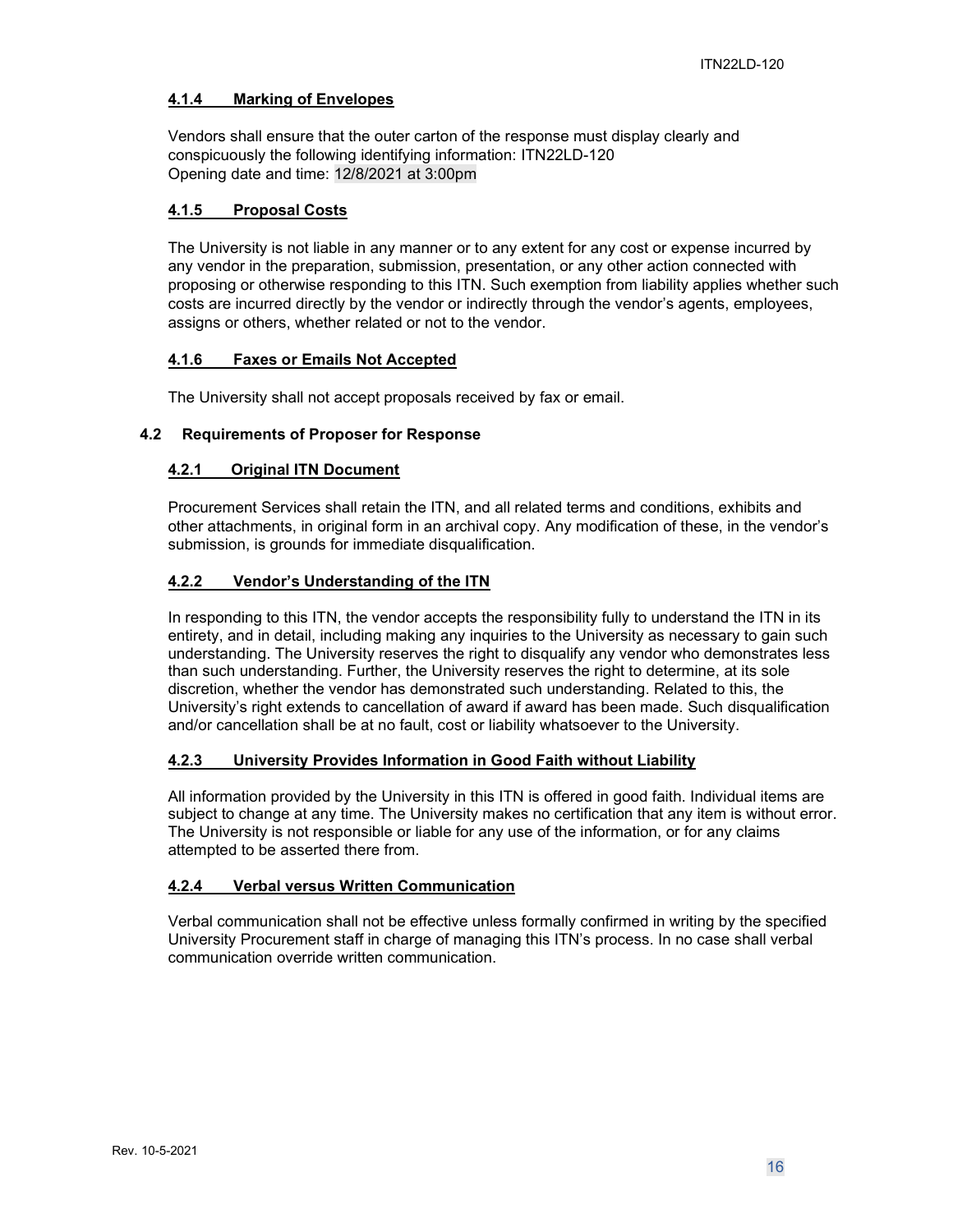#### **4.1.4 Marking of Envelopes**

Vendors shall ensure that the outer carton of the response must display clearly and conspicuously the following identifying information: ITN22LD-120
Opening date and time: 12/8/2021 at 3:00pm

#### **4.1.5 Proposal Costs**

The University is not liable in any manner or to any extent for any cost or expense incurred by any vendor in the preparation, submission, presentation, or any other action connected with proposing or otherwise responding to this ITN. Such exemption from liability applies whether such costs are incurred directly by the vendor or indirectly through the vendor's agents, employees, assigns or others, whether related or not to the vendor.

#### **4.1.6 Faxes or Emails Not Accepted**

The University shall not accept proposals received by fax or email.

### **4.2 Requirements of Proposer for Response**

#### **4.2.1 Original ITN Document**

Procurement Services shall retain the ITN, and all related terms and conditions, exhibits and other attachments, in original form in an archival copy. Any modification of these, in the vendor's submission, is grounds for immediate disqualification.

#### **4.2.2 Vendor's Understanding of the ITN**

In responding to this ITN, the vendor accepts the responsibility fully to understand the ITN in its entirety, and in detail, including making any inquiries to the University as necessary to gain such understanding. The University reserves the right to disqualify any vendor who demonstrates less than such understanding. Further, the University reserves the right to determine, at its sole discretion, whether the vendor has demonstrated such understanding. Related to this, the University's right extends to cancellation of award if award has been made. Such disqualification and/or cancellation shall be at no fault, cost or liability whatsoever to the University.

#### **4.2.3 University Provides Information in Good Faith without Liability**

All information provided by the University in this ITN is offered in good faith. Individual items are subject to change at any time. The University makes no certification that any item is without error. The University is not responsible or liable for any use of the information, or for any claims attempted to be asserted there from.

#### **4.2.4 Verbal versus Written Communication**

Verbal communication shall not be effective unless formally confirmed in writing by the specified University Procurement staff in charge of managing this ITN's process. In no case shall verbal communication override written communication.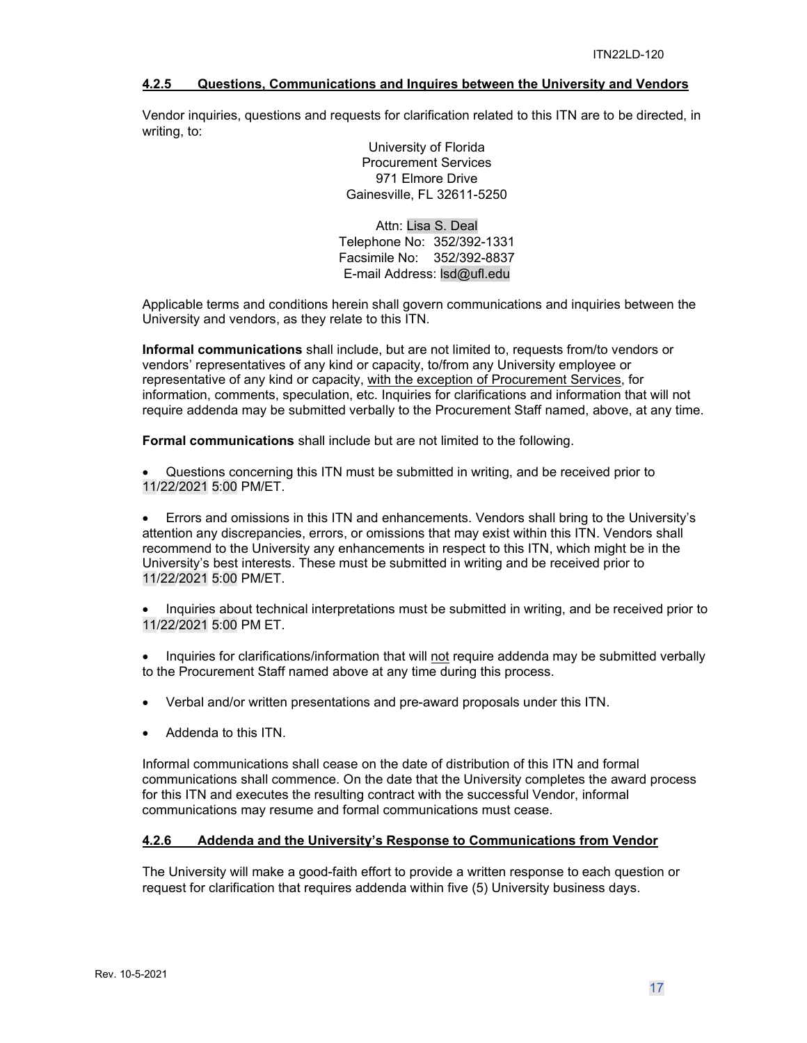#### 4.2.5 Questions, Communications and Inquires between the University and Vendors

Vendor inquiries, questions and requests for clarification related to this ITN are to be directed, in writing, to:

University of Florida
Procurement Services
971 Elmore Drive
Gainesville, FL 32611-5250

Attn: Lisa S. Deal
Telephone No: 352/392-1331
Facsimile No: 352/392-8837
E-mail Address: lsd@ufl.edu

Applicable terms and conditions herein shall govern communications and inquiries between the University and vendors, as they relate to this ITN.

**Informal communications** shall include, but are not limited to, requests from/to vendors or vendors' representatives of any kind or capacity, to/from any University employee or representative of any kind or capacity, with the exception of Procurement Services, for information, comments, speculation, etc. Inquiries for clarifications and information that will not require addenda may be submitted verbally to the Procurement Staff named, above, at any time.

**Formal communications** shall include but are not limited to the following.

- Questions concerning this ITN must be submitted in writing, and be received prior to 11/22/2021 5:00 PM/ET.
- Errors and omissions in this ITN and enhancements. Vendors shall bring to the University's attention any discrepancies, errors, or omissions that may exist within this ITN. Vendors shall recommend to the University any enhancements in respect to this ITN, which might be in the University's best interests. These must be submitted in writing and be received prior to 11/22/2021 5:00 PM/ET.
- Inquiries about technical interpretations must be submitted in writing, and be received prior to 11/22/2021 5:00 PM ET.
- Inquiries for clarifications/information that will not require addenda may be submitted verbally to the Procurement Staff named above at any time during this process.
- Verbal and/or written presentations and pre-award proposals under this ITN.
- Addenda to this ITN.

Informal communications shall cease on the date of distribution of this ITN and formal communications shall commence. On the date that the University completes the award process for this ITN and executes the resulting contract with the successful Vendor, informal communications may resume and formal communications must cease.

#### 4.2.6 Addenda and the University's Response to Communications from Vendor

The University will make a good-faith effort to provide a written response to each question or request for clarification that requires addenda within five (5) University business days.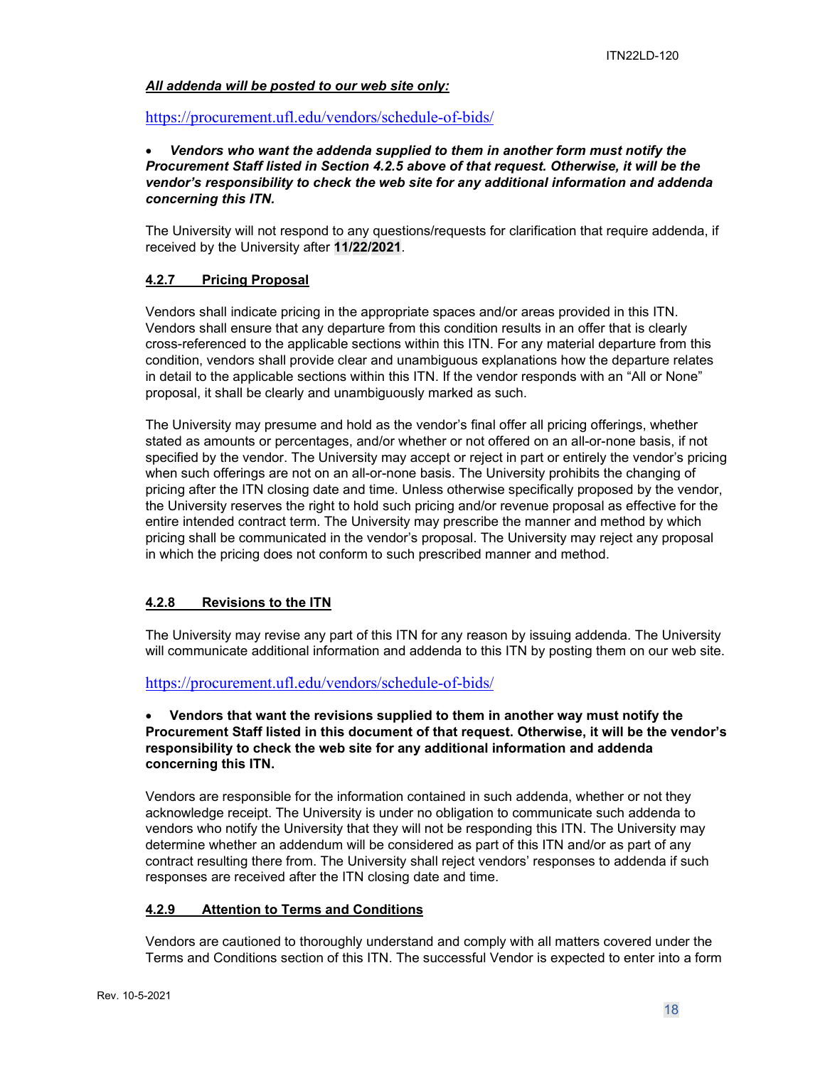***All addenda will be posted to our web site only:***

https://procurement.ufl.edu/vendors/schedule-of-bids/

- ***Vendors who want the addenda supplied to them in another form must notify the Procurement Staff listed in Section 4.2.5 above of that request. Otherwise, it will be the vendor's responsibility to check the web site for any additional information and addenda concerning this ITN.***

The University will not respond to any questions/requests for clarification that require addenda, if received by the University after **11/22/2021**.

### 4.2.7 Pricing Proposal

Vendors shall indicate pricing in the appropriate spaces and/or areas provided in this ITN. Vendors shall ensure that any departure from this condition results in an offer that is clearly cross-referenced to the applicable sections within this ITN. For any material departure from this condition, vendors shall provide clear and unambiguous explanations how the departure relates in detail to the applicable sections within this ITN. If the vendor responds with an "All or None" proposal, it shall be clearly and unambiguously marked as such.

The University may presume and hold as the vendor's final offer all pricing offerings, whether stated as amounts or percentages, and/or whether or not offered on an all-or-none basis, if not specified by the vendor. The University may accept or reject in part or entirely the vendor's pricing when such offerings are not on an all-or-none basis. The University prohibits the changing of pricing after the ITN closing date and time. Unless otherwise specifically proposed by the vendor, the University reserves the right to hold such pricing and/or revenue proposal as effective for the entire intended contract term. The University may prescribe the manner and method by which pricing shall be communicated in the vendor's proposal. The University may reject any proposal in which the pricing does not conform to such prescribed manner and method.

### 4.2.8 Revisions to the ITN

The University may revise any part of this ITN for any reason by issuing addenda. The University will communicate additional information and addenda to this ITN by posting them on our web site.

https://procurement.ufl.edu/vendors/schedule-of-bids/

- **Vendors that want the revisions supplied to them in another way must notify the Procurement Staff listed in this document of that request. Otherwise, it will be the vendor's responsibility to check the web site for any additional information and addenda concerning this ITN.**

Vendors are responsible for the information contained in such addenda, whether or not they acknowledge receipt. The University is under no obligation to communicate such addenda to vendors who notify the University that they will not be responding this ITN. The University may determine whether an addendum will be considered as part of this ITN and/or as part of any contract resulting there from. The University shall reject vendors' responses to addenda if such responses are received after the ITN closing date and time.

### 4.2.9 Attention to Terms and Conditions

Vendors are cautioned to thoroughly understand and comply with all matters covered under the Terms and Conditions section of this ITN. The successful Vendor is expected to enter into a form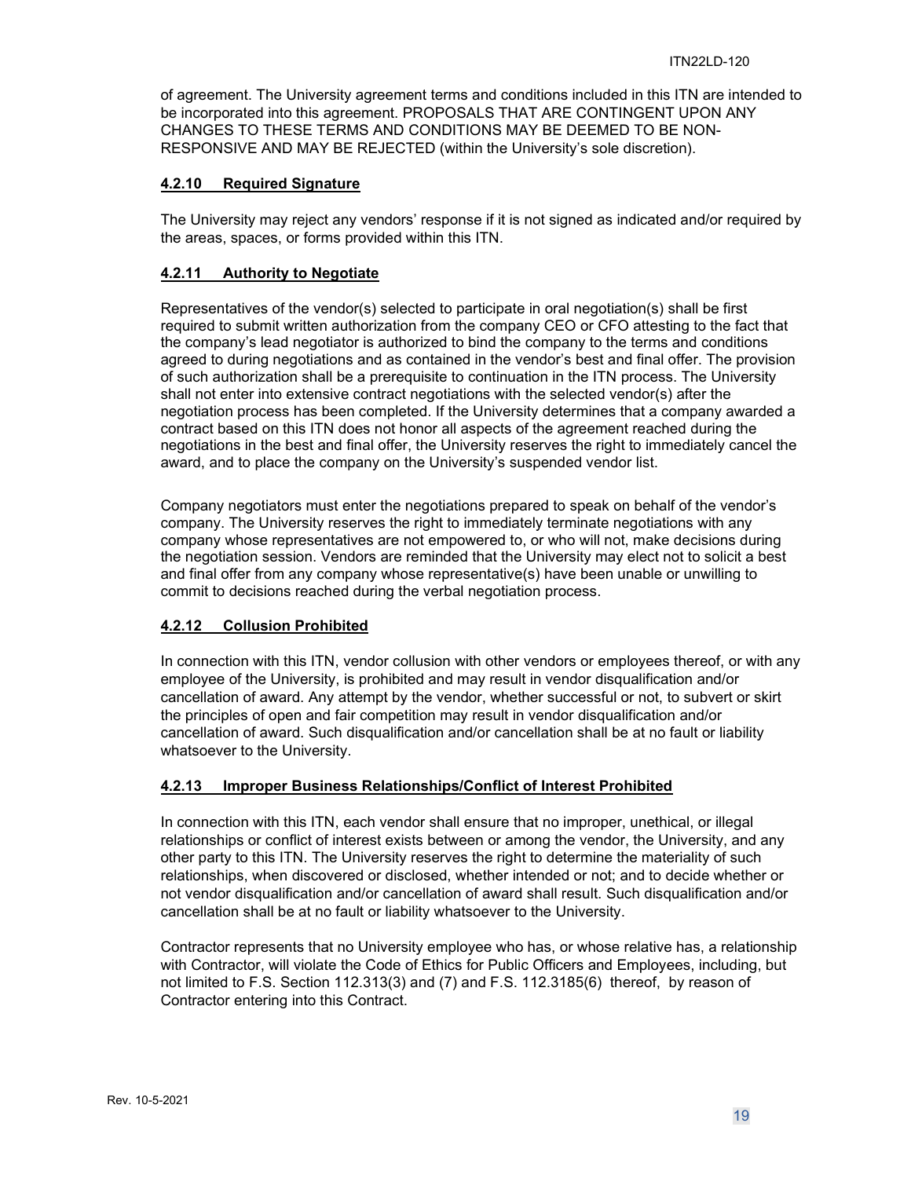of agreement. The University agreement terms and conditions included in this ITN are intended to be incorporated into this agreement. PROPOSALS THAT ARE CONTINGENT UPON ANY CHANGES TO THESE TERMS AND CONDITIONS MAY BE DEEMED TO BE NON-RESPONSIVE AND MAY BE REJECTED (within the University's sole discretion).

#### 4.2.10 Required Signature

The University may reject any vendors' response if it is not signed as indicated and/or required by the areas, spaces, or forms provided within this ITN.

#### 4.2.11 Authority to Negotiate

Representatives of the vendor(s) selected to participate in oral negotiation(s) shall be first required to submit written authorization from the company CEO or CFO attesting to the fact that the company's lead negotiator is authorized to bind the company to the terms and conditions agreed to during negotiations and as contained in the vendor's best and final offer. The provision of such authorization shall be a prerequisite to continuation in the ITN process. The University shall not enter into extensive contract negotiations with the selected vendor(s) after the negotiation process has been completed. If the University determines that a company awarded a contract based on this ITN does not honor all aspects of the agreement reached during the negotiations in the best and final offer, the University reserves the right to immediately cancel the award, and to place the company on the University's suspended vendor list.

Company negotiators must enter the negotiations prepared to speak on behalf of the vendor's company. The University reserves the right to immediately terminate negotiations with any company whose representatives are not empowered to, or who will not, make decisions during the negotiation session. Vendors are reminded that the University may elect not to solicit a best and final offer from any company whose representative(s) have been unable or unwilling to commit to decisions reached during the verbal negotiation process.

#### 4.2.12 Collusion Prohibited

In connection with this ITN, vendor collusion with other vendors or employees thereof, or with any employee of the University, is prohibited and may result in vendor disqualification and/or cancellation of award. Any attempt by the vendor, whether successful or not, to subvert or skirt the principles of open and fair competition may result in vendor disqualification and/or cancellation of award. Such disqualification and/or cancellation shall be at no fault or liability whatsoever to the University.

#### 4.2.13 Improper Business Relationships/Conflict of Interest Prohibited

In connection with this ITN, each vendor shall ensure that no improper, unethical, or illegal relationships or conflict of interest exists between or among the vendor, the University, and any other party to this ITN. The University reserves the right to determine the materiality of such relationships, when discovered or disclosed, whether intended or not; and to decide whether or not vendor disqualification and/or cancellation of award shall result. Such disqualification and/or cancellation shall be at no fault or liability whatsoever to the University.

Contractor represents that no University employee who has, or whose relative has, a relationship with Contractor, will violate the Code of Ethics for Public Officers and Employees, including, but not limited to F.S. Section 112.313(3) and (7) and F.S. 112.3185(6) thereof, by reason of Contractor entering into this Contract.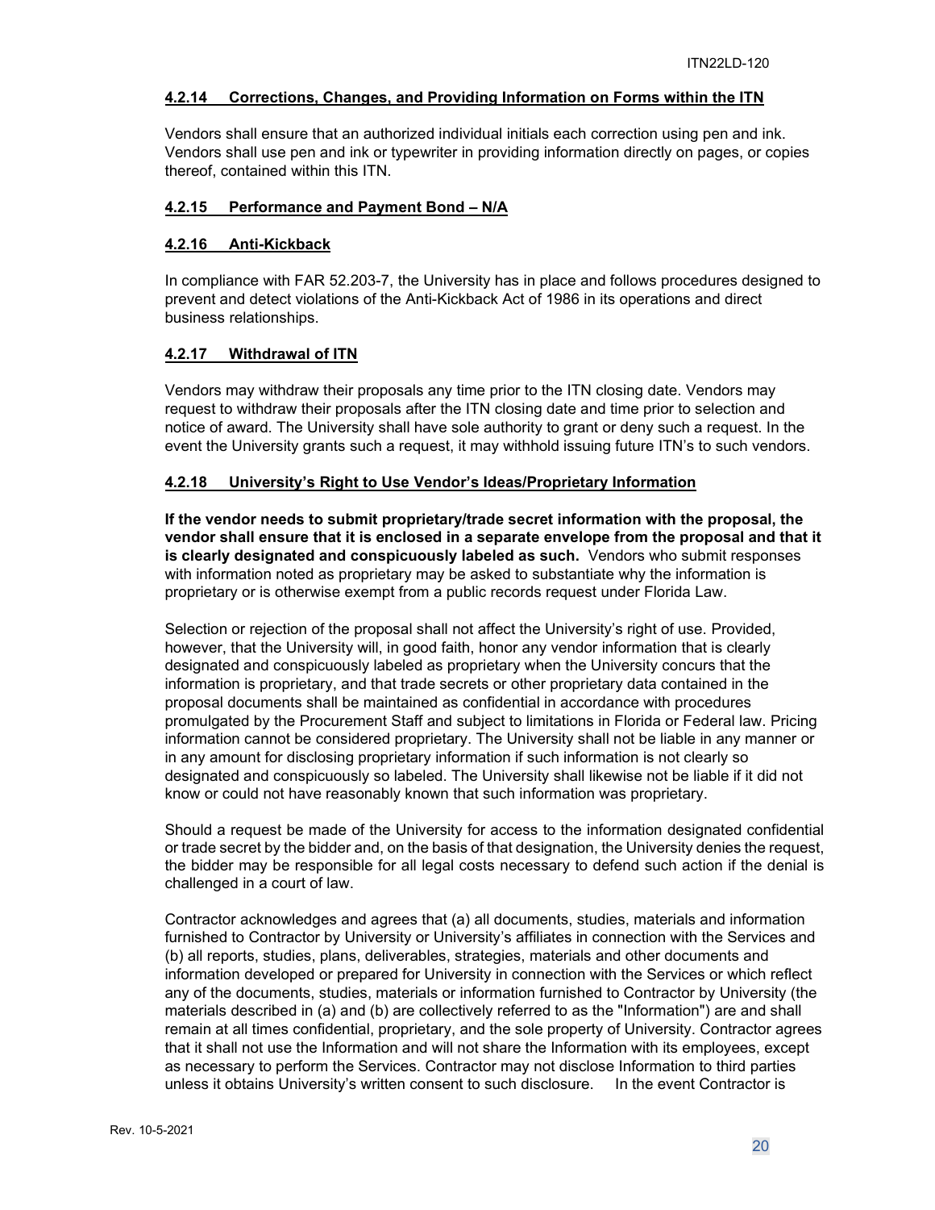#### 4.2.14 Corrections, Changes, and Providing Information on Forms within the ITN

Vendors shall ensure that an authorized individual initials each correction using pen and ink. Vendors shall use pen and ink or typewriter in providing information directly on pages, or copies thereof, contained within this ITN.

#### 4.2.15 Performance and Payment Bond – N/A

#### 4.2.16 Anti-Kickback

In compliance with FAR 52.203-7, the University has in place and follows procedures designed to prevent and detect violations of the Anti-Kickback Act of 1986 in its operations and direct business relationships.

#### 4.2.17 Withdrawal of ITN

Vendors may withdraw their proposals any time prior to the ITN closing date. Vendors may request to withdraw their proposals after the ITN closing date and time prior to selection and notice of award. The University shall have sole authority to grant or deny such a request. In the event the University grants such a request, it may withhold issuing future ITN's to such vendors.

#### 4.2.18 University's Right to Use Vendor's Ideas/Proprietary Information

**If the vendor needs to submit proprietary/trade secret information with the proposal, the vendor shall ensure that it is enclosed in a separate envelope from the proposal and that it is clearly designated and conspicuously labeled as such.** Vendors who submit responses with information noted as proprietary may be asked to substantiate why the information is proprietary or is otherwise exempt from a public records request under Florida Law.

Selection or rejection of the proposal shall not affect the University's right of use. Provided, however, that the University will, in good faith, honor any vendor information that is clearly designated and conspicuously labeled as proprietary when the University concurs that the information is proprietary, and that trade secrets or other proprietary data contained in the proposal documents shall be maintained as confidential in accordance with procedures promulgated by the Procurement Staff and subject to limitations in Florida or Federal law. Pricing information cannot be considered proprietary. The University shall not be liable in any manner or in any amount for disclosing proprietary information if such information is not clearly so designated and conspicuously so labeled. The University shall likewise not be liable if it did not know or could not have reasonably known that such information was proprietary.

Should a request be made of the University for access to the information designated confidential or trade secret by the bidder and, on the basis of that designation, the University denies the request, the bidder may be responsible for all legal costs necessary to defend such action if the denial is challenged in a court of law.

Contractor acknowledges and agrees that (a) all documents, studies, materials and information furnished to Contractor by University or University's affiliates in connection with the Services and (b) all reports, studies, plans, deliverables, strategies, materials and other documents and information developed or prepared for University in connection with the Services or which reflect any of the documents, studies, materials or information furnished to Contractor by University (the materials described in (a) and (b) are collectively referred to as the "Information") are and shall remain at all times confidential, proprietary, and the sole property of University. Contractor agrees that it shall not use the Information and will not share the Information with its employees, except as necessary to perform the Services. Contractor may not disclose Information to third parties unless it obtains University's written consent to such disclosure. In the event Contractor is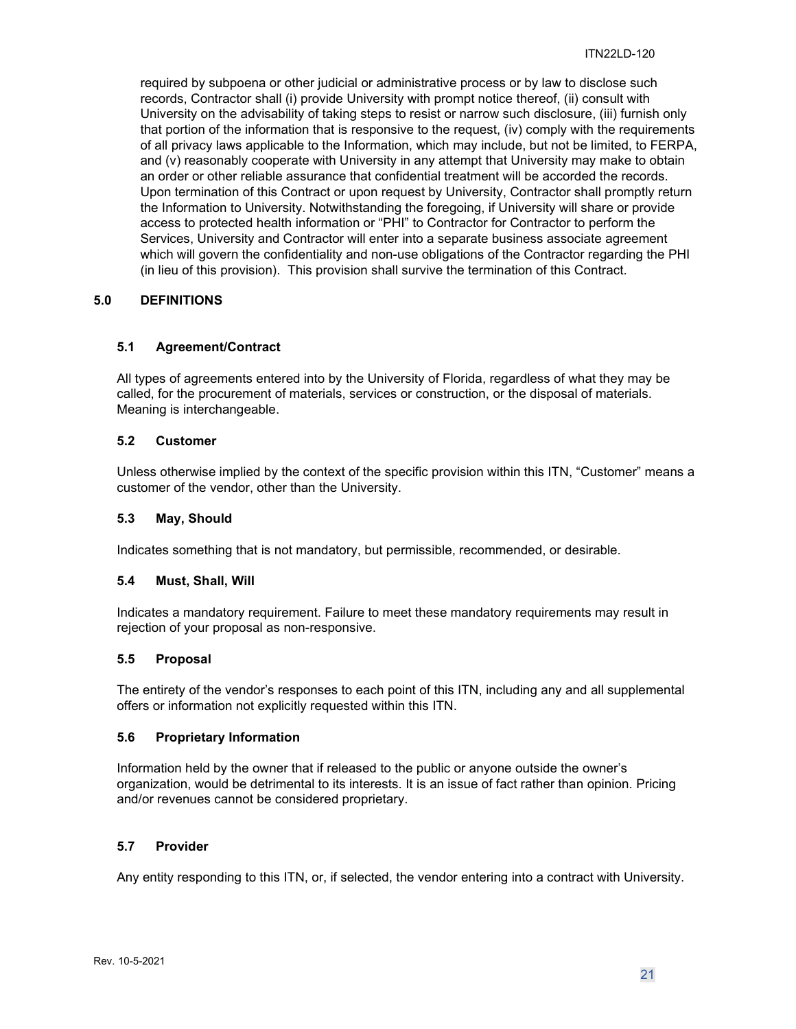required by subpoena or other judicial or administrative process or by law to disclose such records, Contractor shall (i) provide University with prompt notice thereof, (ii) consult with University on the advisability of taking steps to resist or narrow such disclosure, (iii) furnish only that portion of the information that is responsive to the request, (iv) comply with the requirements of all privacy laws applicable to the Information, which may include, but not be limited, to FERPA, and (v) reasonably cooperate with University in any attempt that University may make to obtain an order or other reliable assurance that confidential treatment will be accorded the records. Upon termination of this Contract or upon request by University, Contractor shall promptly return the Information to University. Notwithstanding the foregoing, if University will share or provide access to protected health information or "PHI" to Contractor for Contractor to perform the Services, University and Contractor will enter into a separate business associate agreement which will govern the confidentiality and non-use obligations of the Contractor regarding the PHI (in lieu of this provision). This provision shall survive the termination of this Contract.

## 5.0 DEFINITIONS

### 5.1 Agreement/Contract

All types of agreements entered into by the University of Florida, regardless of what they may be called, for the procurement of materials, services or construction, or the disposal of materials. Meaning is interchangeable.

### 5.2 Customer

Unless otherwise implied by the context of the specific provision within this ITN, "Customer" means a customer of the vendor, other than the University.

### 5.3 May, Should

Indicates something that is not mandatory, but permissible, recommended, or desirable.

### 5.4 Must, Shall, Will

Indicates a mandatory requirement. Failure to meet these mandatory requirements may result in rejection of your proposal as non-responsive.

### 5.5 Proposal

The entirety of the vendor's responses to each point of this ITN, including any and all supplemental offers or information not explicitly requested within this ITN.

### 5.6 Proprietary Information

Information held by the owner that if released to the public or anyone outside the owner's organization, would be detrimental to its interests. It is an issue of fact rather than opinion. Pricing and/or revenues cannot be considered proprietary.

### 5.7 Provider

Any entity responding to this ITN, or, if selected, the vendor entering into a contract with University.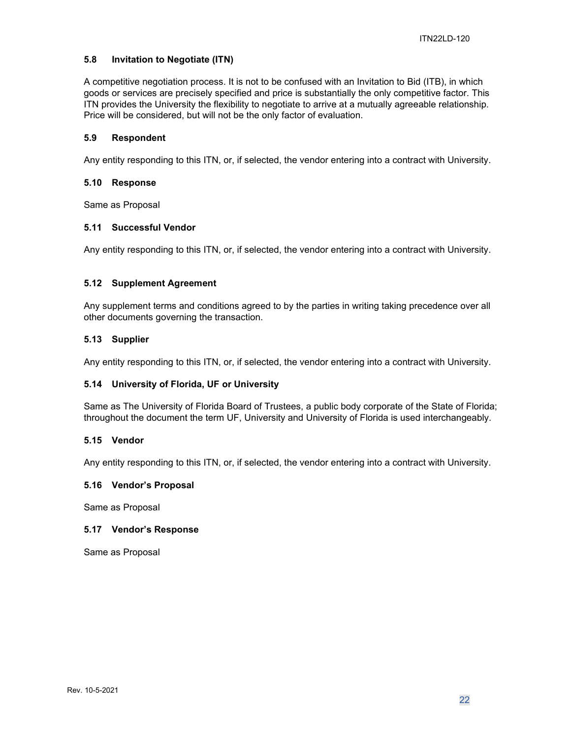### 5.8 Invitation to Negotiate (ITN)

A competitive negotiation process. It is not to be confused with an Invitation to Bid (ITB), in which goods or services are precisely specified and price is substantially the only competitive factor. This ITN provides the University the flexibility to negotiate to arrive at a mutually agreeable relationship. Price will be considered, but will not be the only factor of evaluation.

### 5.9 Respondent

Any entity responding to this ITN, or, if selected, the vendor entering into a contract with University.

### 5.10 Response

Same as Proposal

### 5.11 Successful Vendor

Any entity responding to this ITN, or, if selected, the vendor entering into a contract with University.

### 5.12 Supplement Agreement

Any supplement terms and conditions agreed to by the parties in writing taking precedence over all other documents governing the transaction.

### 5.13 Supplier

Any entity responding to this ITN, or, if selected, the vendor entering into a contract with University.

### 5.14 University of Florida, UF or University

Same as The University of Florida Board of Trustees, a public body corporate of the State of Florida; throughout the document the term UF, University and University of Florida is used interchangeably.

### 5.15 Vendor

Any entity responding to this ITN, or, if selected, the vendor entering into a contract with University.

### 5.16 Vendor's Proposal

Same as Proposal

### 5.17 Vendor's Response

Same as Proposal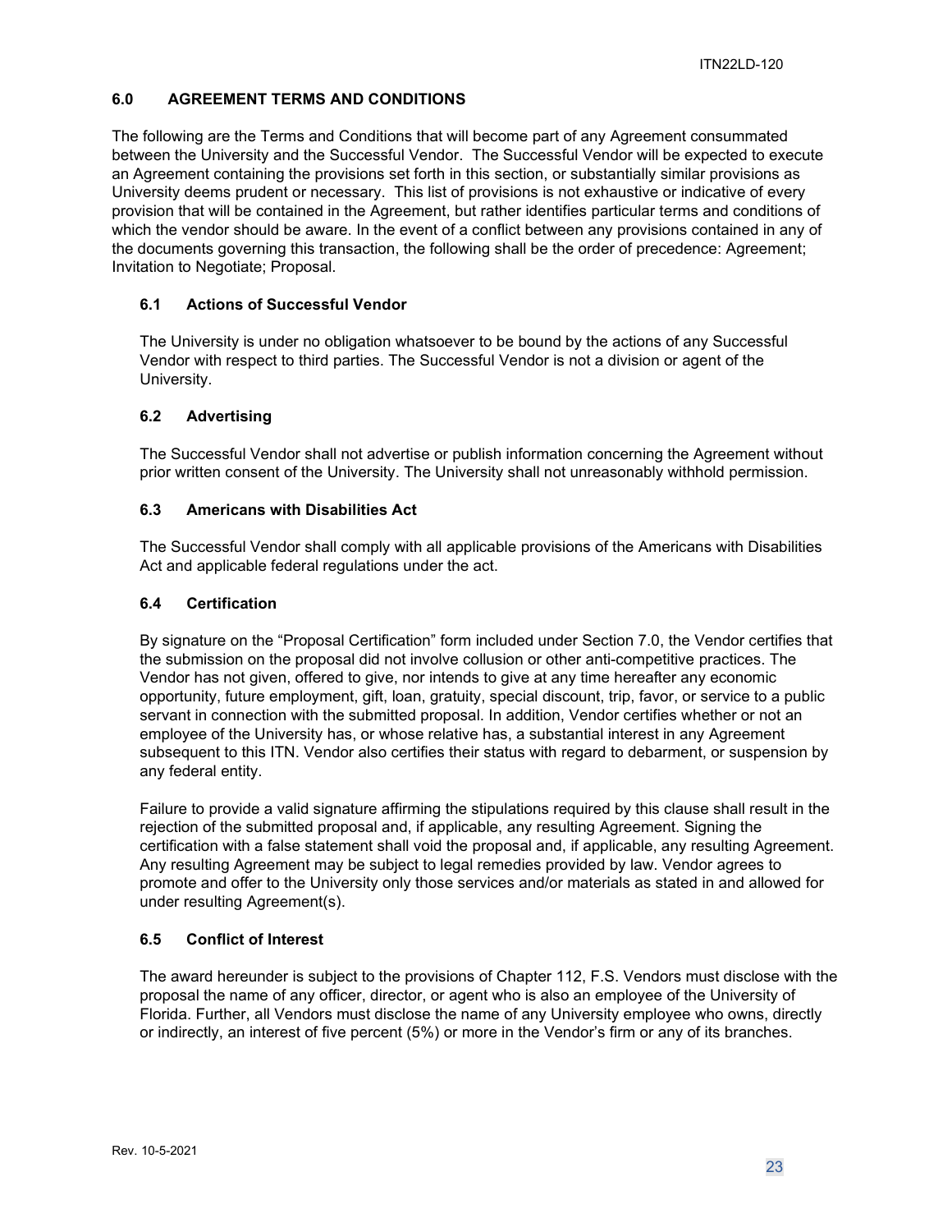## 6.0 AGREEMENT TERMS AND CONDITIONS

The following are the Terms and Conditions that will become part of any Agreement consummated between the University and the Successful Vendor. The Successful Vendor will be expected to execute an Agreement containing the provisions set forth in this section, or substantially similar provisions as University deems prudent or necessary. This list of provisions is not exhaustive or indicative of every provision that will be contained in the Agreement, but rather identifies particular terms and conditions of which the vendor should be aware. In the event of a conflict between any provisions contained in any of the documents governing this transaction, the following shall be the order of precedence: Agreement; Invitation to Negotiate; Proposal.

### 6.1 Actions of Successful Vendor

The University is under no obligation whatsoever to be bound by the actions of any Successful Vendor with respect to third parties. The Successful Vendor is not a division or agent of the University.

### 6.2 Advertising

The Successful Vendor shall not advertise or publish information concerning the Agreement without prior written consent of the University. The University shall not unreasonably withhold permission.

### 6.3 Americans with Disabilities Act

The Successful Vendor shall comply with all applicable provisions of the Americans with Disabilities Act and applicable federal regulations under the act.

### 6.4 Certification

By signature on the "Proposal Certification" form included under Section 7.0, the Vendor certifies that the submission on the proposal did not involve collusion or other anti-competitive practices. The Vendor has not given, offered to give, nor intends to give at any time hereafter any economic opportunity, future employment, gift, loan, gratuity, special discount, trip, favor, or service to a public servant in connection with the submitted proposal. In addition, Vendor certifies whether or not an employee of the University has, or whose relative has, a substantial interest in any Agreement subsequent to this ITN. Vendor also certifies their status with regard to debarment, or suspension by any federal entity.

Failure to provide a valid signature affirming the stipulations required by this clause shall result in the rejection of the submitted proposal and, if applicable, any resulting Agreement. Signing the certification with a false statement shall void the proposal and, if applicable, any resulting Agreement. Any resulting Agreement may be subject to legal remedies provided by law. Vendor agrees to promote and offer to the University only those services and/or materials as stated in and allowed for under resulting Agreement(s).

### 6.5 Conflict of Interest

The award hereunder is subject to the provisions of Chapter 112, F.S. Vendors must disclose with the proposal the name of any officer, director, or agent who is also an employee of the University of Florida. Further, all Vendors must disclose the name of any University employee who owns, directly or indirectly, an interest of five percent (5%) or more in the Vendor's firm or any of its branches.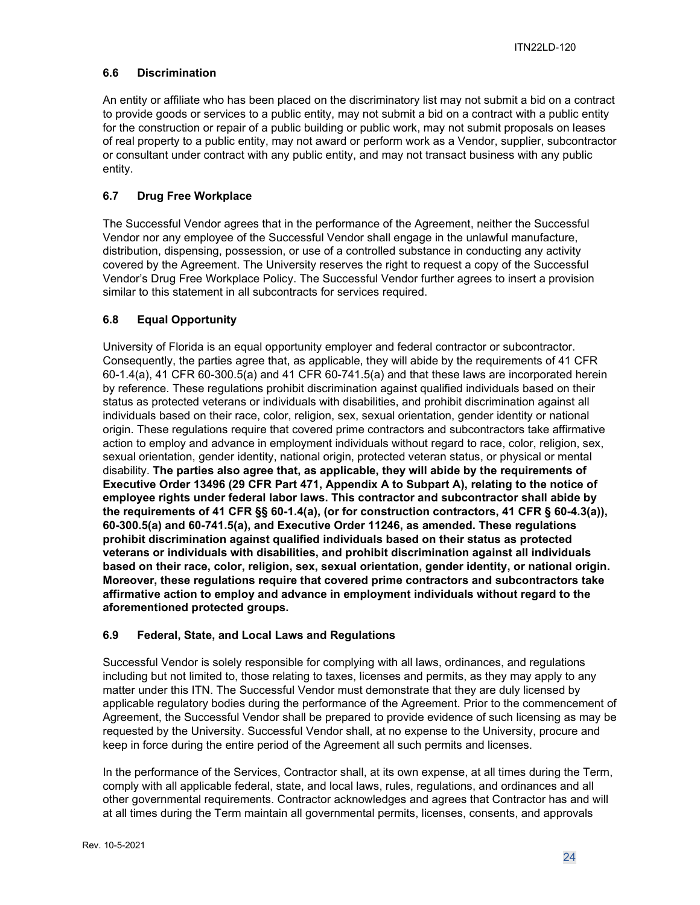### 6.6 Discrimination

An entity or affiliate who has been placed on the discriminatory list may not submit a bid on a contract to provide goods or services to a public entity, may not submit a bid on a contract with a public entity for the construction or repair of a public building or public work, may not submit proposals on leases of real property to a public entity, may not award or perform work as a Vendor, supplier, subcontractor or consultant under contract with any public entity, and may not transact business with any public entity.

### 6.7 Drug Free Workplace

The Successful Vendor agrees that in the performance of the Agreement, neither the Successful Vendor nor any employee of the Successful Vendor shall engage in the unlawful manufacture, distribution, dispensing, possession, or use of a controlled substance in conducting any activity covered by the Agreement. The University reserves the right to request a copy of the Successful Vendor's Drug Free Workplace Policy. The Successful Vendor further agrees to insert a provision similar to this statement in all subcontracts for services required.

### 6.8 Equal Opportunity

University of Florida is an equal opportunity employer and federal contractor or subcontractor. Consequently, the parties agree that, as applicable, they will abide by the requirements of 41 CFR 60-1.4(a), 41 CFR 60-300.5(a) and 41 CFR 60-741.5(a) and that these laws are incorporated herein by reference. These regulations prohibit discrimination against qualified individuals based on their status as protected veterans or individuals with disabilities, and prohibit discrimination against all individuals based on their race, color, religion, sex, sexual orientation, gender identity or national origin. These regulations require that covered prime contractors and subcontractors take affirmative action to employ and advance in employment individuals without regard to race, color, religion, sex, sexual orientation, gender identity, national origin, protected veteran status, or physical or mental disability. **The parties also agree that, as applicable, they will abide by the requirements of Executive Order 13496 (29 CFR Part 471, Appendix A to Subpart A), relating to the notice of employee rights under federal labor laws. This contractor and subcontractor shall abide by the requirements of 41 CFR §§ 60-1.4(a), (or for construction contractors, 41 CFR § 60-4.3(a)), 60-300.5(a) and 60-741.5(a), and Executive Order 11246, as amended. These regulations prohibit discrimination against qualified individuals based on their status as protected veterans or individuals with disabilities, and prohibit discrimination against all individuals based on their race, color, religion, sex, sexual orientation, gender identity, or national origin. Moreover, these regulations require that covered prime contractors and subcontractors take affirmative action to employ and advance in employment individuals without regard to the aforementioned protected groups.**

### 6.9 Federal, State, and Local Laws and Regulations

Successful Vendor is solely responsible for complying with all laws, ordinances, and regulations including but not limited to, those relating to taxes, licenses and permits, as they may apply to any matter under this ITN. The Successful Vendor must demonstrate that they are duly licensed by applicable regulatory bodies during the performance of the Agreement. Prior to the commencement of Agreement, the Successful Vendor shall be prepared to provide evidence of such licensing as may be requested by the University. Successful Vendor shall, at no expense to the University, procure and keep in force during the entire period of the Agreement all such permits and licenses.

In the performance of the Services, Contractor shall, at its own expense, at all times during the Term, comply with all applicable federal, state, and local laws, rules, regulations, and ordinances and all other governmental requirements. Contractor acknowledges and agrees that Contractor has and will at all times during the Term maintain all governmental permits, licenses, consents, and approvals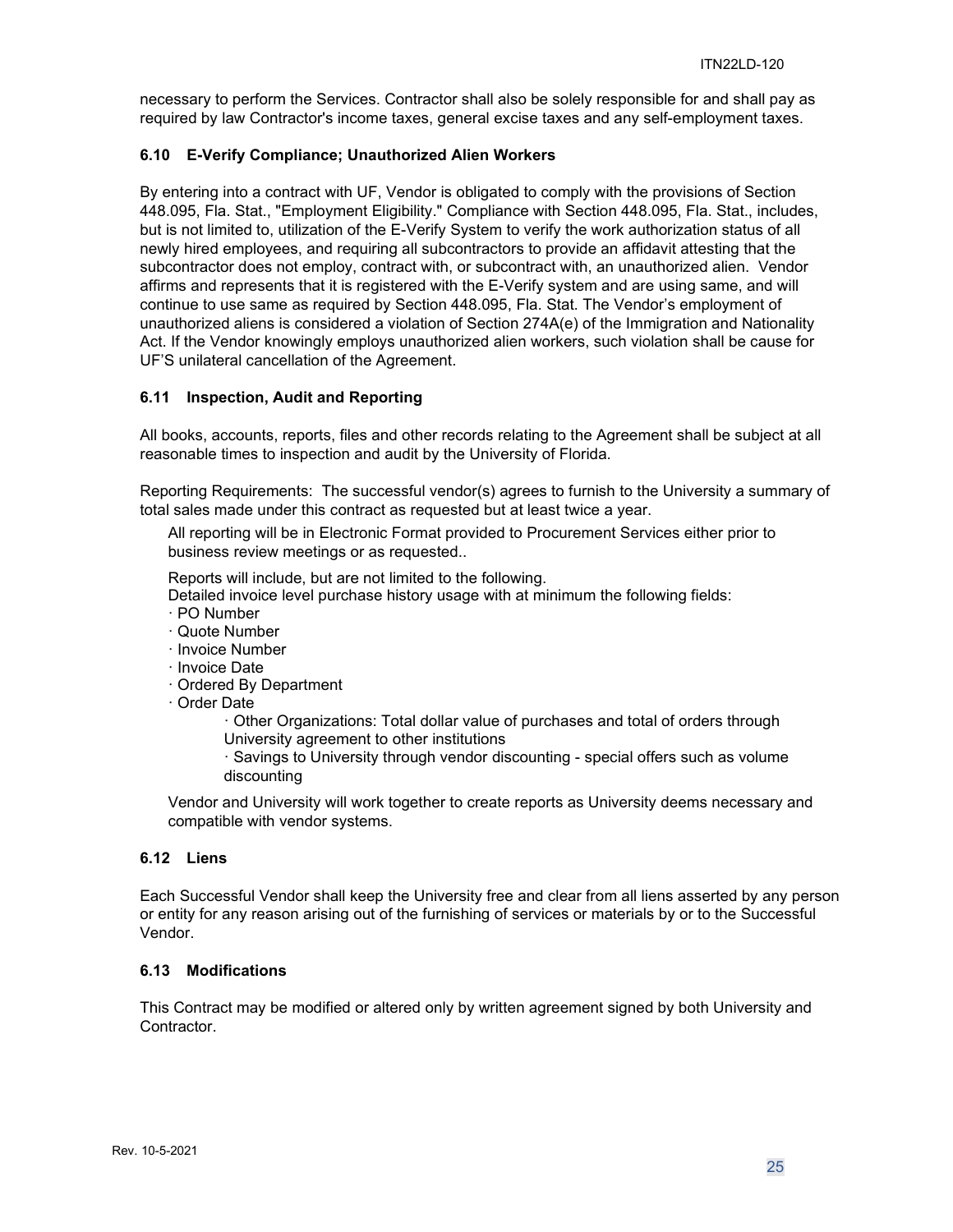necessary to perform the Services. Contractor shall also be solely responsible for and shall pay as required by law Contractor's income taxes, general excise taxes and any self-employment taxes.

### 6.10 E-Verify Compliance; Unauthorized Alien Workers

By entering into a contract with UF, Vendor is obligated to comply with the provisions of Section 448.095, Fla. Stat., "Employment Eligibility." Compliance with Section 448.095, Fla. Stat., includes, but is not limited to, utilization of the E-Verify System to verify the work authorization status of all newly hired employees, and requiring all subcontractors to provide an affidavit attesting that the subcontractor does not employ, contract with, or subcontract with, an unauthorized alien. Vendor affirms and represents that it is registered with the E-Verify system and are using same, and will continue to use same as required by Section 448.095, Fla. Stat. The Vendor's employment of unauthorized aliens is considered a violation of Section 274A(e) of the Immigration and Nationality Act. If the Vendor knowingly employs unauthorized alien workers, such violation shall be cause for UF'S unilateral cancellation of the Agreement.

### 6.11 Inspection, Audit and Reporting

All books, accounts, reports, files and other records relating to the Agreement shall be subject at all reasonable times to inspection and audit by the University of Florida.

Reporting Requirements: The successful vendor(s) agrees to furnish to the University a summary of total sales made under this contract as requested but at least twice a year.

All reporting will be in Electronic Format provided to Procurement Services either prior to business review meetings or as requested..

Reports will include, but are not limited to the following.
Detailed invoice level purchase history usage with at minimum the following fields:

- PO Number
- Quote Number
- Invoice Number
- Invoice Date
- Ordered By Department
- Order Date
  - Other Organizations: Total dollar value of purchases and total of orders through University agreement to other institutions
  - Savings to University through vendor discounting - special offers such as volume discounting

Vendor and University will work together to create reports as University deems necessary and compatible with vendor systems.

### 6.12 Liens

Each Successful Vendor shall keep the University free and clear from all liens asserted by any person or entity for any reason arising out of the furnishing of services or materials by or to the Successful Vendor.

### 6.13 Modifications

This Contract may be modified or altered only by written agreement signed by both University and Contractor.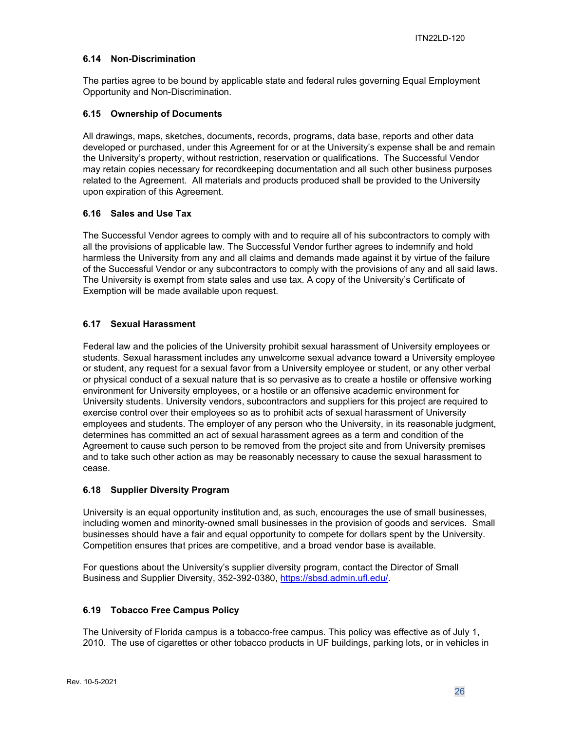### 6.14 Non-Discrimination

The parties agree to be bound by applicable state and federal rules governing Equal Employment Opportunity and Non-Discrimination.

### 6.15 Ownership of Documents

All drawings, maps, sketches, documents, records, programs, data base, reports and other data developed or purchased, under this Agreement for or at the University's expense shall be and remain the University's property, without restriction, reservation or qualifications. The Successful Vendor may retain copies necessary for recordkeeping documentation and all such other business purposes related to the Agreement. All materials and products produced shall be provided to the University upon expiration of this Agreement.

### 6.16 Sales and Use Tax

The Successful Vendor agrees to comply with and to require all of his subcontractors to comply with all the provisions of applicable law. The Successful Vendor further agrees to indemnify and hold harmless the University from any and all claims and demands made against it by virtue of the failure of the Successful Vendor or any subcontractors to comply with the provisions of any and all said laws. The University is exempt from state sales and use tax. A copy of the University's Certificate of Exemption will be made available upon request.

### 6.17 Sexual Harassment

Federal law and the policies of the University prohibit sexual harassment of University employees or students. Sexual harassment includes any unwelcome sexual advance toward a University employee or student, any request for a sexual favor from a University employee or student, or any other verbal or physical conduct of a sexual nature that is so pervasive as to create a hostile or offensive working environment for University employees, or a hostile or an offensive academic environment for University students. University vendors, subcontractors and suppliers for this project are required to exercise control over their employees so as to prohibit acts of sexual harassment of University employees and students. The employer of any person who the University, in its reasonable judgment, determines has committed an act of sexual harassment agrees as a term and condition of the Agreement to cause such person to be removed from the project site and from University premises and to take such other action as may be reasonably necessary to cause the sexual harassment to cease.

### 6.18 Supplier Diversity Program

University is an equal opportunity institution and, as such, encourages the use of small businesses, including women and minority-owned small businesses in the provision of goods and services. Small businesses should have a fair and equal opportunity to compete for dollars spent by the University. Competition ensures that prices are competitive, and a broad vendor base is available.

For questions about the University's supplier diversity program, contact the Director of Small Business and Supplier Diversity, 352-392-0380, [https://sbsd.admin.ufl.edu/](https://sbsd.admin.ufl.edu/).

### 6.19 Tobacco Free Campus Policy

The University of Florida campus is a tobacco-free campus. This policy was effective as of July 1, 2010. The use of cigarettes or other tobacco products in UF buildings, parking lots, or in vehicles in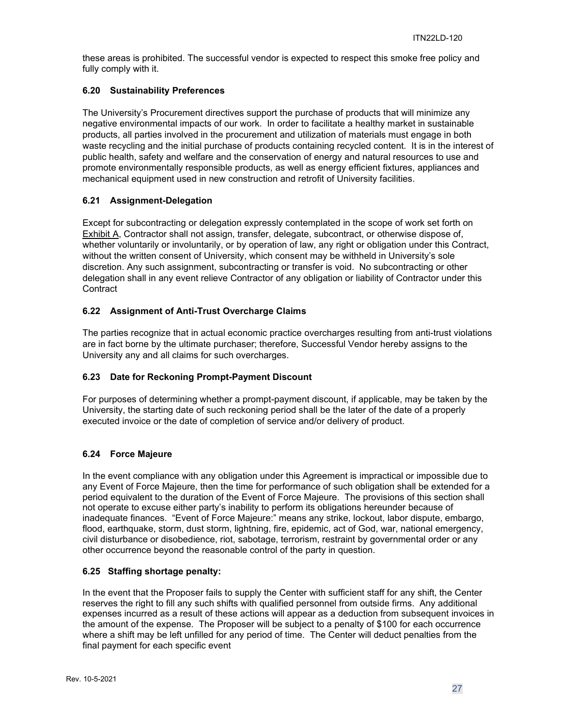these areas is prohibited. The successful vendor is expected to respect this smoke free policy and fully comply with it.

### 6.20 Sustainability Preferences

The University's Procurement directives support the purchase of products that will minimize any negative environmental impacts of our work. In order to facilitate a healthy market in sustainable products, all parties involved in the procurement and utilization of materials must engage in both waste recycling and the initial purchase of products containing recycled content. It is in the interest of public health, safety and welfare and the conservation of energy and natural resources to use and promote environmentally responsible products, as well as energy efficient fixtures, appliances and mechanical equipment used in new construction and retrofit of University facilities.

### 6.21 Assignment-Delegation

Except for subcontracting or delegation expressly contemplated in the scope of work set forth on Exhibit A, Contractor shall not assign, transfer, delegate, subcontract, or otherwise dispose of, whether voluntarily or involuntarily, or by operation of law, any right or obligation under this Contract, without the written consent of University, which consent may be withheld in University's sole discretion. Any such assignment, subcontracting or transfer is void. No subcontracting or other delegation shall in any event relieve Contractor of any obligation or liability of Contractor under this Contract

### 6.22 Assignment of Anti-Trust Overcharge Claims

The parties recognize that in actual economic practice overcharges resulting from anti-trust violations are in fact borne by the ultimate purchaser; therefore, Successful Vendor hereby assigns to the University any and all claims for such overcharges.

### 6.23 Date for Reckoning Prompt-Payment Discount

For purposes of determining whether a prompt-payment discount, if applicable, may be taken by the University, the starting date of such reckoning period shall be the later of the date of a properly executed invoice or the date of completion of service and/or delivery of product.

### 6.24 Force Majeure

In the event compliance with any obligation under this Agreement is impractical or impossible due to any Event of Force Majeure, then the time for performance of such obligation shall be extended for a period equivalent to the duration of the Event of Force Majeure. The provisions of this section shall not operate to excuse either party's inability to perform its obligations hereunder because of inadequate finances. "Event of Force Majeure:" means any strike, lockout, labor dispute, embargo, flood, earthquake, storm, dust storm, lightning, fire, epidemic, act of God, war, national emergency, civil disturbance or disobedience, riot, sabotage, terrorism, restraint by governmental order or any other occurrence beyond the reasonable control of the party in question.

### 6.25 Staffing shortage penalty:

In the event that the Proposer fails to supply the Center with sufficient staff for any shift, the Center reserves the right to fill any such shifts with qualified personnel from outside firms. Any additional expenses incurred as a result of these actions will appear as a deduction from subsequent invoices in the amount of the expense. The Proposer will be subject to a penalty of $100 for each occurrence where a shift may be left unfilled for any period of time. The Center will deduct penalties from the final payment for each specific event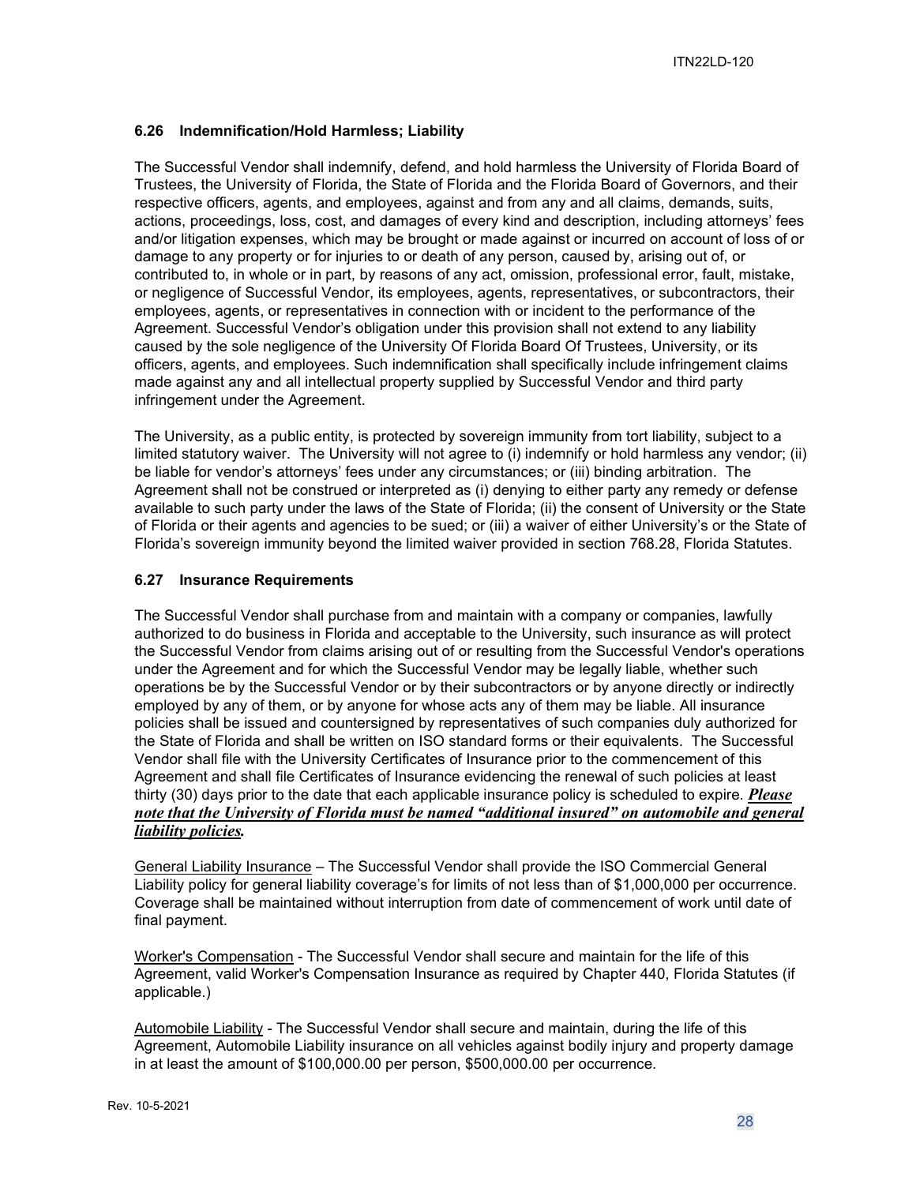### 6.26 Indemnification/Hold Harmless; Liability

The Successful Vendor shall indemnify, defend, and hold harmless the University of Florida Board of Trustees, the University of Florida, the State of Florida and the Florida Board of Governors, and their respective officers, agents, and employees, against and from any and all claims, demands, suits, actions, proceedings, loss, cost, and damages of every kind and description, including attorneys' fees and/or litigation expenses, which may be brought or made against or incurred on account of loss of or damage to any property or for injuries to or death of any person, caused by, arising out of, or contributed to, in whole or in part, by reasons of any act, omission, professional error, fault, mistake, or negligence of Successful Vendor, its employees, agents, representatives, or subcontractors, their employees, agents, or representatives in connection with or incident to the performance of the Agreement. Successful Vendor's obligation under this provision shall not extend to any liability caused by the sole negligence of the University Of Florida Board Of Trustees, University, or its officers, agents, and employees. Such indemnification shall specifically include infringement claims made against any and all intellectual property supplied by Successful Vendor and third party infringement under the Agreement.

The University, as a public entity, is protected by sovereign immunity from tort liability, subject to a limited statutory waiver. The University will not agree to (i) indemnify or hold harmless any vendor; (ii) be liable for vendor's attorneys' fees under any circumstances; or (iii) binding arbitration. The Agreement shall not be construed or interpreted as (i) denying to either party any remedy or defense available to such party under the laws of the State of Florida; (ii) the consent of University or the State of Florida or their agents and agencies to be sued; or (iii) a waiver of either University's or the State of Florida's sovereign immunity beyond the limited waiver provided in section 768.28, Florida Statutes.

### 6.27 Insurance Requirements

The Successful Vendor shall purchase from and maintain with a company or companies, lawfully authorized to do business in Florida and acceptable to the University, such insurance as will protect the Successful Vendor from claims arising out of or resulting from the Successful Vendor's operations under the Agreement and for which the Successful Vendor may be legally liable, whether such operations be by the Successful Vendor or by their subcontractors or by anyone directly or indirectly employed by any of them, or by anyone for whose acts any of them may be liable. All insurance policies shall be issued and countersigned by representatives of such companies duly authorized for the State of Florida and shall be written on ISO standard forms or their equivalents. The Successful Vendor shall file with the University Certificates of Insurance prior to the commencement of this Agreement and shall file Certificates of Insurance evidencing the renewal of such policies at least thirty (30) days prior to the date that each applicable insurance policy is scheduled to expire. ***Please note that the University of Florida must be named "additional insured" on automobile and general liability policies.***

General Liability Insurance – The Successful Vendor shall provide the ISO Commercial General Liability policy for general liability coverage's for limits of not less than of $1,000,000 per occurrence. Coverage shall be maintained without interruption from date of commencement of work until date of final payment.

Worker's Compensation - The Successful Vendor shall secure and maintain for the life of this Agreement, valid Worker's Compensation Insurance as required by Chapter 440, Florida Statutes (if applicable.)

Automobile Liability - The Successful Vendor shall secure and maintain, during the life of this Agreement, Automobile Liability insurance on all vehicles against bodily injury and property damage in at least the amount of $100,000.00 per person, $500,000.00 per occurrence.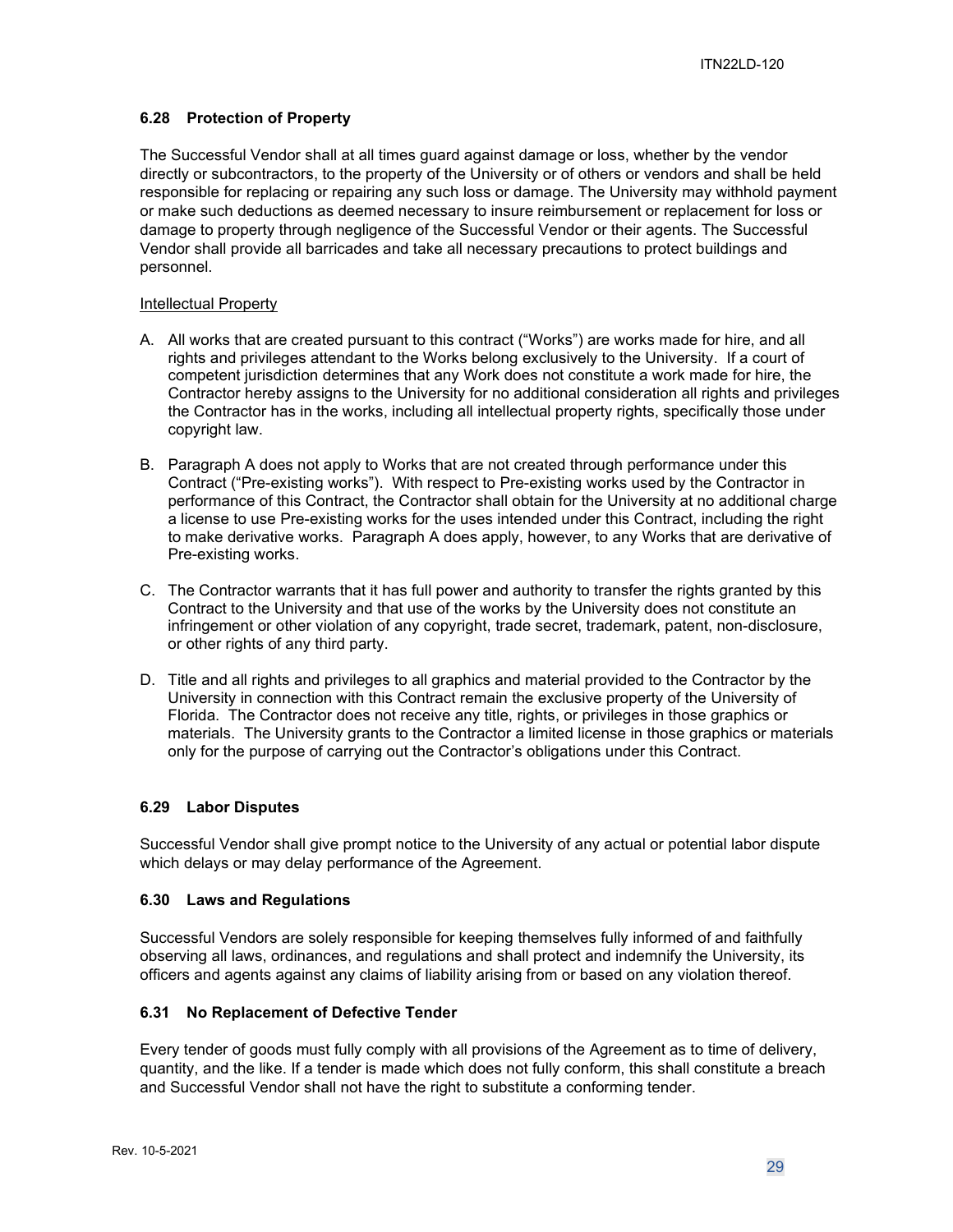### 6.28 Protection of Property

The Successful Vendor shall at all times guard against damage or loss, whether by the vendor directly or subcontractors, to the property of the University or of others or vendors and shall be held responsible for replacing or repairing any such loss or damage. The University may withhold payment or make such deductions as deemed necessary to insure reimbursement or replacement for loss or damage to property through negligence of the Successful Vendor or their agents. The Successful Vendor shall provide all barricades and take all necessary precautions to protect buildings and personnel.

Intellectual Property

A. All works that are created pursuant to this contract ("Works") are works made for hire, and all rights and privileges attendant to the Works belong exclusively to the University. If a court of competent jurisdiction determines that any Work does not constitute a work made for hire, the Contractor hereby assigns to the University for no additional consideration all rights and privileges the Contractor has in the works, including all intellectual property rights, specifically those under copyright law.

B. Paragraph A does not apply to Works that are not created through performance under this Contract ("Pre-existing works"). With respect to Pre-existing works used by the Contractor in performance of this Contract, the Contractor shall obtain for the University at no additional charge a license to use Pre-existing works for the uses intended under this Contract, including the right to make derivative works. Paragraph A does apply, however, to any Works that are derivative of Pre-existing works.

C. The Contractor warrants that it has full power and authority to transfer the rights granted by this Contract to the University and that use of the works by the University does not constitute an infringement or other violation of any copyright, trade secret, trademark, patent, non-disclosure, or other rights of any third party.

D. Title and all rights and privileges to all graphics and material provided to the Contractor by the University in connection with this Contract remain the exclusive property of the University of Florida. The Contractor does not receive any title, rights, or privileges in those graphics or materials. The University grants to the Contractor a limited license in those graphics or materials only for the purpose of carrying out the Contractor's obligations under this Contract.

### 6.29 Labor Disputes

Successful Vendor shall give prompt notice to the University of any actual or potential labor dispute which delays or may delay performance of the Agreement.

### 6.30 Laws and Regulations

Successful Vendors are solely responsible for keeping themselves fully informed of and faithfully observing all laws, ordinances, and regulations and shall protect and indemnify the University, its officers and agents against any claims of liability arising from or based on any violation thereof.

### 6.31 No Replacement of Defective Tender

Every tender of goods must fully comply with all provisions of the Agreement as to time of delivery, quantity, and the like. If a tender is made which does not fully conform, this shall constitute a breach and Successful Vendor shall not have the right to substitute a conforming tender.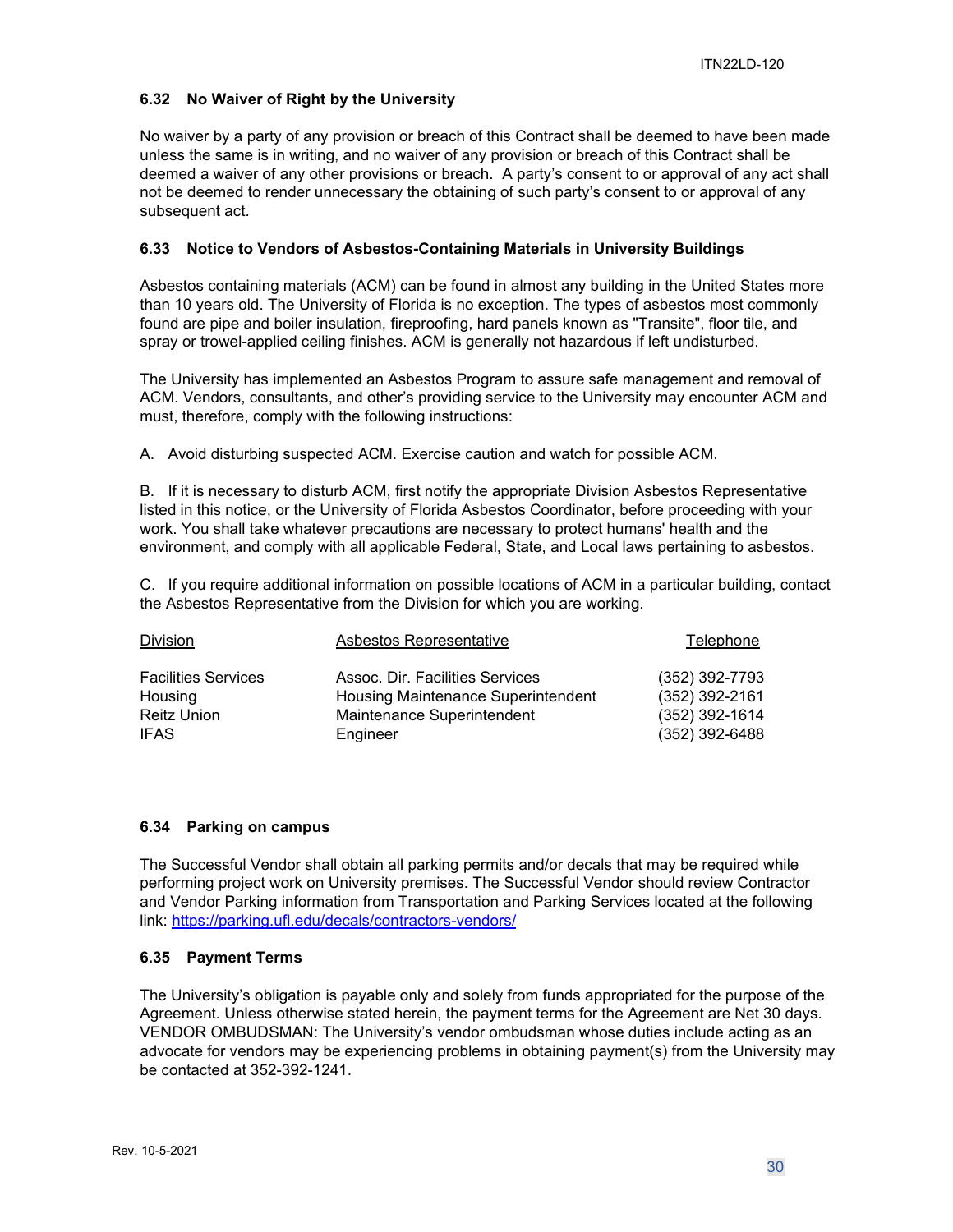### 6.32 No Waiver of Right by the University

No waiver by a party of any provision or breach of this Contract shall be deemed to have been made unless the same is in writing, and no waiver of any provision or breach of this Contract shall be deemed a waiver of any other provisions or breach. A party's consent to or approval of any act shall not be deemed to render unnecessary the obtaining of such party's consent to or approval of any subsequent act.

### 6.33 Notice to Vendors of Asbestos-Containing Materials in University Buildings

Asbestos containing materials (ACM) can be found in almost any building in the United States more than 10 years old. The University of Florida is no exception. The types of asbestos most commonly found are pipe and boiler insulation, fireproofing, hard panels known as "Transite", floor tile, and spray or trowel-applied ceiling finishes. ACM is generally not hazardous if left undisturbed.

The University has implemented an Asbestos Program to assure safe management and removal of ACM. Vendors, consultants, and other's providing service to the University may encounter ACM and must, therefore, comply with the following instructions:

A. Avoid disturbing suspected ACM. Exercise caution and watch for possible ACM.

B. If it is necessary to disturb ACM, first notify the appropriate Division Asbestos Representative listed in this notice, or the University of Florida Asbestos Coordinator, before proceeding with your work. You shall take whatever precautions are necessary to protect humans' health and the environment, and comply with all applicable Federal, State, and Local laws pertaining to asbestos.

C. If you require additional information on possible locations of ACM in a particular building, contact the Asbestos Representative from the Division for which you are working.

| Division | Asbestos Representative | Telephone |
| --- | --- | --- |
| Facilities Services | Assoc. Dir. Facilities Services | (352) 392-7793 |
| Housing | Housing Maintenance Superintendent | (352) 392-2161 |
| Reitz Union | Maintenance Superintendent | (352) 392-1614 |
| IFAS | Engineer | (352) 392-6488 |

### 6.34 Parking on campus

The Successful Vendor shall obtain all parking permits and/or decals that may be required while performing project work on University premises. The Successful Vendor should review Contractor and Vendor Parking information from Transportation and Parking Services located at the following link: https://parking.ufl.edu/decals/contractors-vendors/

### 6.35 Payment Terms

The University's obligation is payable only and solely from funds appropriated for the purpose of the Agreement. Unless otherwise stated herein, the payment terms for the Agreement are Net 30 days. VENDOR OMBUDSMAN: The University's vendor ombudsman whose duties include acting as an advocate for vendors may be experiencing problems in obtaining payment(s) from the University may be contacted at 352-392-1241.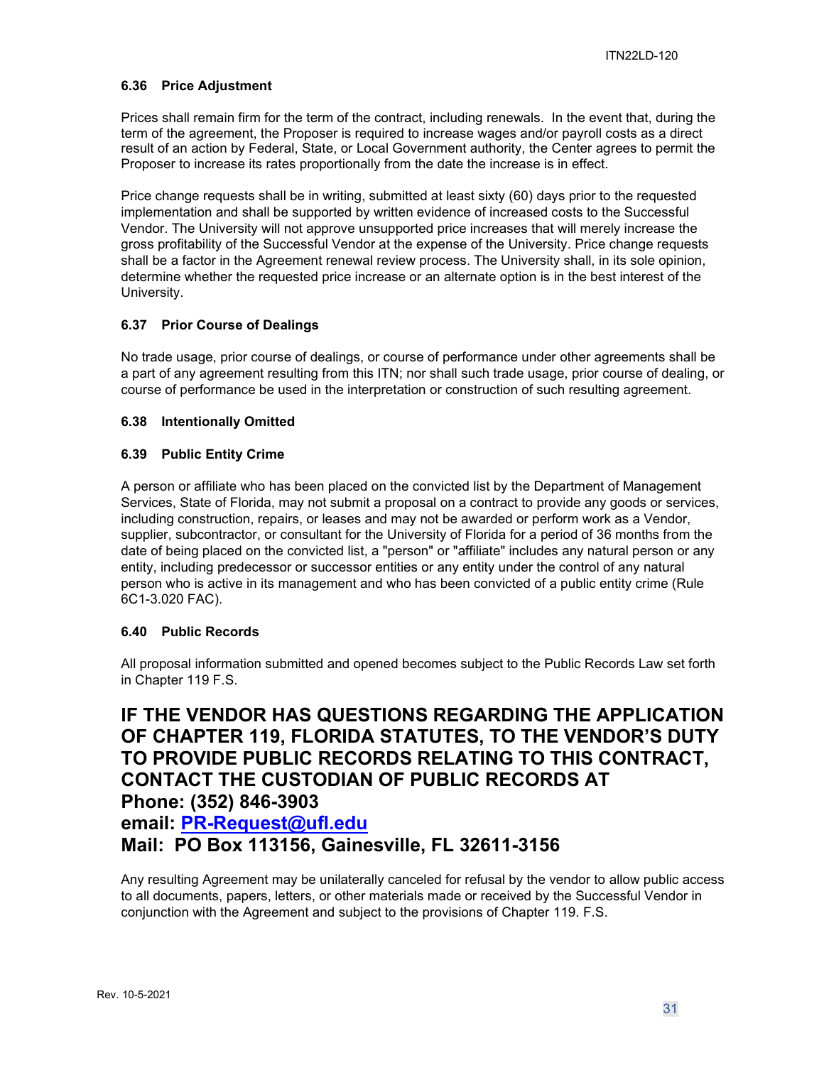### 6.36 Price Adjustment

Prices shall remain firm for the term of the contract, including renewals. In the event that, during the term of the agreement, the Proposer is required to increase wages and/or payroll costs as a direct result of an action by Federal, State, or Local Government authority, the Center agrees to permit the Proposer to increase its rates proportionally from the date the increase is in effect.

Price change requests shall be in writing, submitted at least sixty (60) days prior to the requested implementation and shall be supported by written evidence of increased costs to the Successful Vendor. The University will not approve unsupported price increases that will merely increase the gross profitability of the Successful Vendor at the expense of the University. Price change requests shall be a factor in the Agreement renewal review process. The University shall, in its sole opinion, determine whether the requested price increase or an alternate option is in the best interest of the University.

### 6.37 Prior Course of Dealings

No trade usage, prior course of dealings, or course of performance under other agreements shall be a part of any agreement resulting from this ITN; nor shall such trade usage, prior course of dealing, or course of performance be used in the interpretation or construction of such resulting agreement.

### 6.38 Intentionally Omitted

### 6.39 Public Entity Crime

A person or affiliate who has been placed on the convicted list by the Department of Management Services, State of Florida, may not submit a proposal on a contract to provide any goods or services, including construction, repairs, or leases and may not be awarded or perform work as a Vendor, supplier, subcontractor, or consultant for the University of Florida for a period of 36 months from the date of being placed on the convicted list, a "person" or "affiliate" includes any natural person or any entity, including predecessor or successor entities or any entity under the control of any natural person who is active in its management and who has been convicted of a public entity crime (Rule 6C1-3.020 FAC).

### 6.40 Public Records

All proposal information submitted and opened becomes subject to the Public Records Law set forth in Chapter 119 F.S.

## IF THE VENDOR HAS QUESTIONS REGARDING THE APPLICATION OF CHAPTER 119, FLORIDA STATUTES, TO THE VENDOR'S DUTY TO PROVIDE PUBLIC RECORDS RELATING TO THIS CONTRACT, CONTACT THE CUSTODIAN OF PUBLIC RECORDS AT
## Phone: (352) 846-3903
## email: PR-Request@ufl.edu
## Mail: PO Box 113156, Gainesville, FL 32611-3156

Any resulting Agreement may be unilaterally canceled for refusal by the vendor to allow public access to all documents, papers, letters, or other materials made or received by the Successful Vendor in conjunction with the Agreement and subject to the provisions of Chapter 119. F.S.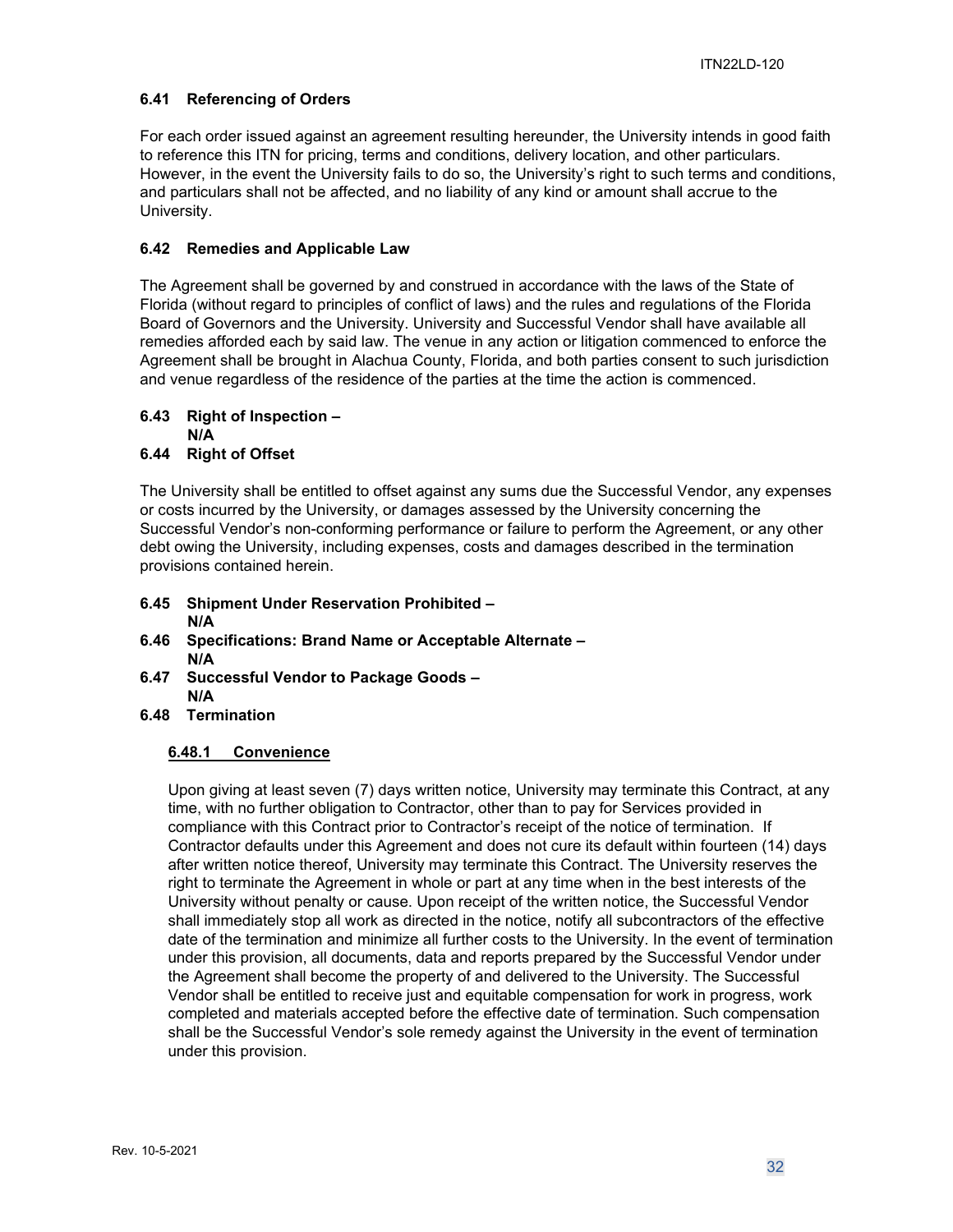### 6.41 Referencing of Orders

For each order issued against an agreement resulting hereunder, the University intends in good faith to reference this ITN for pricing, terms and conditions, delivery location, and other particulars. However, in the event the University fails to do so, the University's right to such terms and conditions, and particulars shall not be affected, and no liability of any kind or amount shall accrue to the University.

### 6.42 Remedies and Applicable Law

The Agreement shall be governed by and construed in accordance with the laws of the State of Florida (without regard to principles of conflict of laws) and the rules and regulations of the Florida Board of Governors and the University. University and Successful Vendor shall have available all remedies afforded each by said law. The venue in any action or litigation commenced to enforce the Agreement shall be brought in Alachua County, Florida, and both parties consent to such jurisdiction and venue regardless of the residence of the parties at the time the action is commenced.

### 6.43 Right of Inspection – N/A

### 6.44 Right of Offset

The University shall be entitled to offset against any sums due the Successful Vendor, any expenses or costs incurred by the University, or damages assessed by the University concerning the Successful Vendor's non-conforming performance or failure to perform the Agreement, or any other debt owing the University, including expenses, costs and damages described in the termination provisions contained herein.

### 6.45 Shipment Under Reservation Prohibited – N/A

### 6.46 Specifications: Brand Name or Acceptable Alternate – N/A

### 6.47 Successful Vendor to Package Goods – N/A

### 6.48 Termination

#### 6.48.1 Convenience

Upon giving at least seven (7) days written notice, University may terminate this Contract, at any time, with no further obligation to Contractor, other than to pay for Services provided in compliance with this Contract prior to Contractor's receipt of the notice of termination. If Contractor defaults under this Agreement and does not cure its default within fourteen (14) days after written notice thereof, University may terminate this Contract. The University reserves the right to terminate the Agreement in whole or part at any time when in the best interests of the University without penalty or cause. Upon receipt of the written notice, the Successful Vendor shall immediately stop all work as directed in the notice, notify all subcontractors of the effective date of the termination and minimize all further costs to the University. In the event of termination under this provision, all documents, data and reports prepared by the Successful Vendor under the Agreement shall become the property of and delivered to the University. The Successful Vendor shall be entitled to receive just and equitable compensation for work in progress, work completed and materials accepted before the effective date of termination. Such compensation shall be the Successful Vendor's sole remedy against the University in the event of termination under this provision.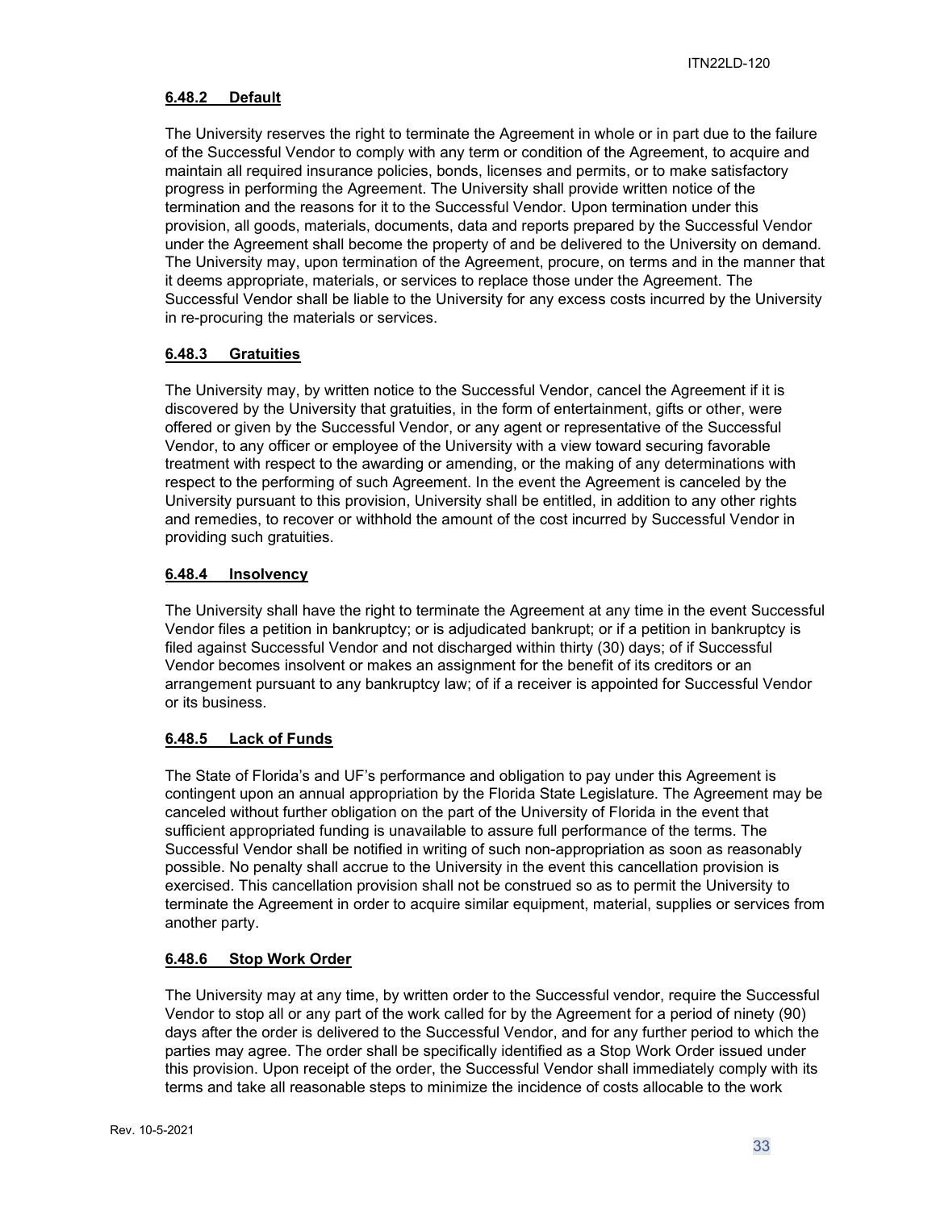#### 6.48.2 Default

The University reserves the right to terminate the Agreement in whole or in part due to the failure of the Successful Vendor to comply with any term or condition of the Agreement, to acquire and maintain all required insurance policies, bonds, licenses and permits, or to make satisfactory progress in performing the Agreement. The University shall provide written notice of the termination and the reasons for it to the Successful Vendor. Upon termination under this provision, all goods, materials, documents, data and reports prepared by the Successful Vendor under the Agreement shall become the property of and be delivered to the University on demand. The University may, upon termination of the Agreement, procure, on terms and in the manner that it deems appropriate, materials, or services to replace those under the Agreement. The Successful Vendor shall be liable to the University for any excess costs incurred by the University in re-procuring the materials or services.

#### 6.48.3 Gratuities

The University may, by written notice to the Successful Vendor, cancel the Agreement if it is discovered by the University that gratuities, in the form of entertainment, gifts or other, were offered or given by the Successful Vendor, or any agent or representative of the Successful Vendor, to any officer or employee of the University with a view toward securing favorable treatment with respect to the awarding or amending, or the making of any determinations with respect to the performing of such Agreement. In the event the Agreement is canceled by the University pursuant to this provision, University shall be entitled, in addition to any other rights and remedies, to recover or withhold the amount of the cost incurred by Successful Vendor in providing such gratuities.

#### 6.48.4 Insolvency

The University shall have the right to terminate the Agreement at any time in the event Successful Vendor files a petition in bankruptcy; or is adjudicated bankrupt; or if a petition in bankruptcy is filed against Successful Vendor and not discharged within thirty (30) days; of if Successful Vendor becomes insolvent or makes an assignment for the benefit of its creditors or an arrangement pursuant to any bankruptcy law; of if a receiver is appointed for Successful Vendor or its business.

#### 6.48.5 Lack of Funds

The State of Florida's and UF's performance and obligation to pay under this Agreement is contingent upon an annual appropriation by the Florida State Legislature. The Agreement may be canceled without further obligation on the part of the University of Florida in the event that sufficient appropriated funding is unavailable to assure full performance of the terms. The Successful Vendor shall be notified in writing of such non-appropriation as soon as reasonably possible. No penalty shall accrue to the University in the event this cancellation provision is exercised. This cancellation provision shall not be construed so as to permit the University to terminate the Agreement in order to acquire similar equipment, material, supplies or services from another party.

#### 6.48.6 Stop Work Order

The University may at any time, by written order to the Successful vendor, require the Successful Vendor to stop all or any part of the work called for by the Agreement for a period of ninety (90) days after the order is delivered to the Successful Vendor, and for any further period to which the parties may agree. The order shall be specifically identified as a Stop Work Order issued under this provision. Upon receipt of the order, the Successful Vendor shall immediately comply with its terms and take all reasonable steps to minimize the incidence of costs allocable to the work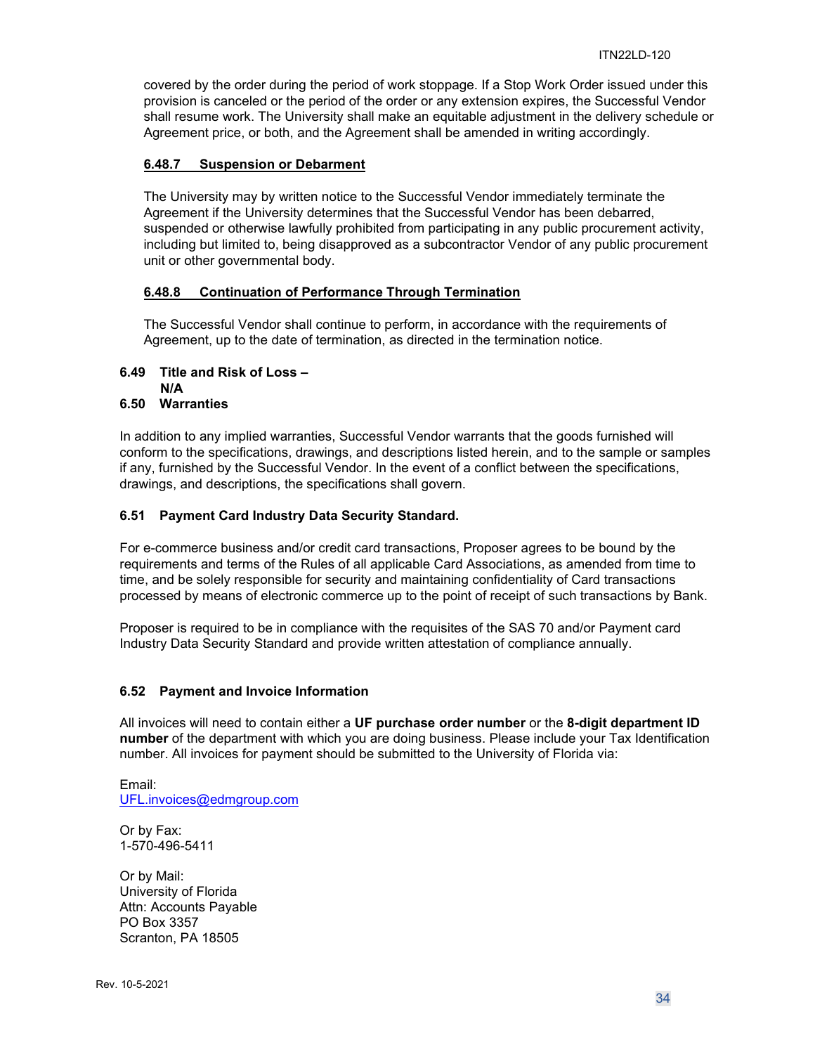covered by the order during the period of work stoppage. If a Stop Work Order issued under this provision is canceled or the period of the order or any extension expires, the Successful Vendor shall resume work. The University shall make an equitable adjustment in the delivery schedule or Agreement price, or both, and the Agreement shall be amended in writing accordingly.

#### 6.48.7 Suspension or Debarment

The University may by written notice to the Successful Vendor immediately terminate the Agreement if the University determines that the Successful Vendor has been debarred, suspended or otherwise lawfully prohibited from participating in any public procurement activity, including but not limited to, being disapproved as a subcontractor Vendor of any public procurement unit or other governmental body.

#### 6.48.8 Continuation of Performance Through Termination

The Successful Vendor shall continue to perform, in accordance with the requirements of Agreement, up to the date of termination, as directed in the termination notice.

### 6.49 Title and Risk of Loss – N/A

### 6.50 Warranties

In addition to any implied warranties, Successful Vendor warrants that the goods furnished will conform to the specifications, drawings, and descriptions listed herein, and to the sample or samples if any, furnished by the Successful Vendor. In the event of a conflict between the specifications, drawings, and descriptions, the specifications shall govern.

### 6.51 Payment Card Industry Data Security Standard.

For e-commerce business and/or credit card transactions, Proposer agrees to be bound by the requirements and terms of the Rules of all applicable Card Associations, as amended from time to time, and be solely responsible for security and maintaining confidentiality of Card transactions processed by means of electronic commerce up to the point of receipt of such transactions by Bank.

Proposer is required to be in compliance with the requisites of the SAS 70 and/or Payment card Industry Data Security Standard and provide written attestation of compliance annually.

### 6.52 Payment and Invoice Information

All invoices will need to contain either a **UF purchase order number** or the **8-digit department ID number** of the department with which you are doing business. Please include your Tax Identification number. All invoices for payment should be submitted to the University of Florida via:

Email:
UFL.invoices@edmgroup.com

Or by Fax:
1-570-496-5411

Or by Mail:
University of Florida
Attn: Accounts Payable
PO Box 3357
Scranton, PA 18505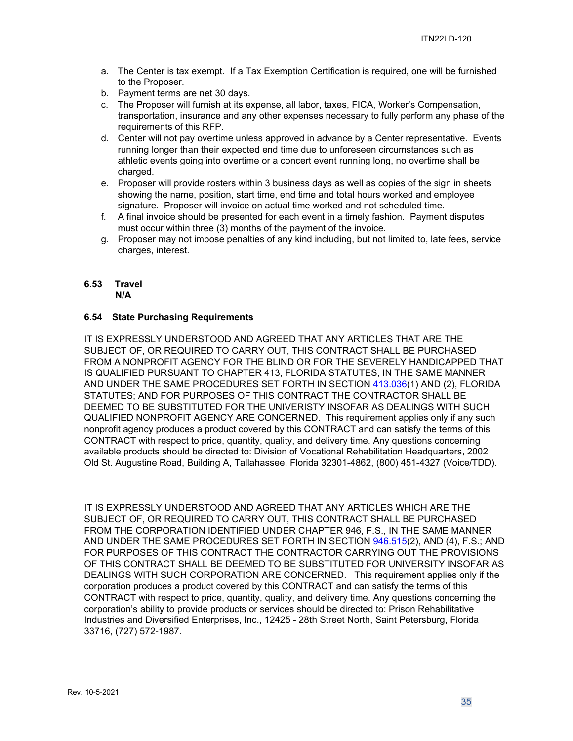a. The Center is tax exempt. If a Tax Exemption Certification is required, one will be furnished to the Proposer.
b. Payment terms are net 30 days.
c. The Proposer will furnish at its expense, all labor, taxes, FICA, Worker's Compensation, transportation, insurance and any other expenses necessary to fully perform any phase of the requirements of this RFP.
d. Center will not pay overtime unless approved in advance by a Center representative. Events running longer than their expected end time due to unforeseen circumstances such as athletic events going into overtime or a concert event running long, no overtime shall be charged.
e. Proposer will provide rosters within 3 business days as well as copies of the sign in sheets showing the name, position, start time, end time and total hours worked and employee signature. Proposer will invoice on actual time worked and not scheduled time.
f. A final invoice should be presented for each event in a timely fashion. Payment disputes must occur within three (3) months of the payment of the invoice.
g. Proposer may not impose penalties of any kind including, but not limited to, late fees, service charges, interest.

**6.53 Travel**
**N/A**

**6.54 State Purchasing Requirements**

IT IS EXPRESSLY UNDERSTOOD AND AGREED THAT ANY ARTICLES THAT ARE THE SUBJECT OF, OR REQUIRED TO CARRY OUT, THIS CONTRACT SHALL BE PURCHASED FROM A NONPROFIT AGENCY FOR THE BLIND OR FOR THE SEVERELY HANDICAPPED THAT IS QUALIFIED PURSUANT TO CHAPTER 413, FLORIDA STATUTES, IN THE SAME MANNER AND UNDER THE SAME PROCEDURES SET FORTH IN SECTION 413.036(1) AND (2), FLORIDA STATUTES; AND FOR PURPOSES OF THIS CONTRACT THE CONTRACTOR SHALL BE DEEMED TO BE SUBSTITUTED FOR THE UNIVERISTY INSOFAR AS DEALINGS WITH SUCH QUALIFIED NONPROFIT AGENCY ARE CONCERNED. This requirement applies only if any such nonprofit agency produces a product covered by this CONTRACT and can satisfy the terms of this CONTRACT with respect to price, quantity, quality, and delivery time. Any questions concerning available products should be directed to: Division of Vocational Rehabilitation Headquarters, 2002 Old St. Augustine Road, Building A, Tallahassee, Florida 32301-4862, (800) 451-4327 (Voice/TDD).

IT IS EXPRESSLY UNDERSTOOD AND AGREED THAT ANY ARTICLES WHICH ARE THE SUBJECT OF, OR REQUIRED TO CARRY OUT, THIS CONTRACT SHALL BE PURCHASED FROM THE CORPORATION IDENTIFIED UNDER CHAPTER 946, F.S., IN THE SAME MANNER AND UNDER THE SAME PROCEDURES SET FORTH IN SECTION 946.515(2), AND (4), F.S.; AND FOR PURPOSES OF THIS CONTRACT THE CONTRACTOR CARRYING OUT THE PROVISIONS OF THIS CONTRACT SHALL BE DEEMED TO BE SUBSTITUTED FOR UNIVERSITY INSOFAR AS DEALINGS WITH SUCH CORPORATION ARE CONCERNED. This requirement applies only if the corporation produces a product covered by this CONTRACT and can satisfy the terms of this CONTRACT with respect to price, quantity, quality, and delivery time. Any questions concerning the corporation's ability to provide products or services should be directed to: Prison Rehabilitative Industries and Diversified Enterprises, Inc., 12425 - 28th Street North, Saint Petersburg, Florida 33716, (727) 572-1987.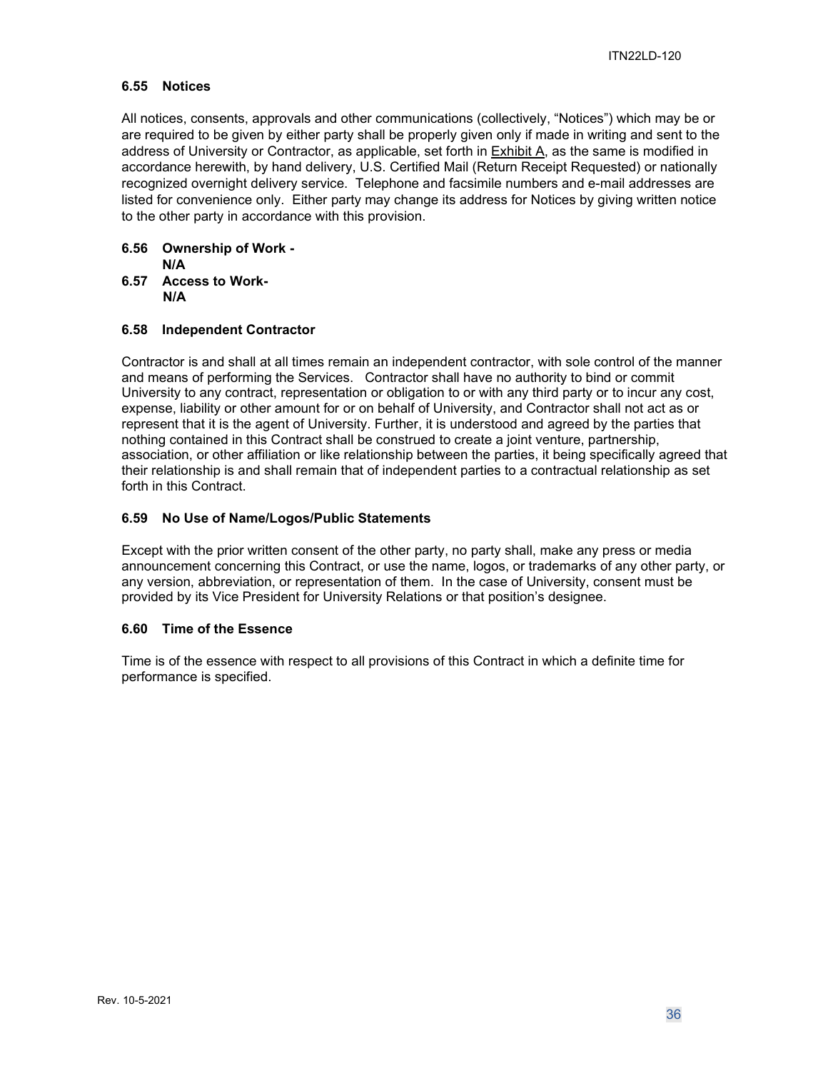### 6.55 Notices

All notices, consents, approvals and other communications (collectively, "Notices") which may be or are required to be given by either party shall be properly given only if made in writing and sent to the address of University or Contractor, as applicable, set forth in Exhibit A, as the same is modified in accordance herewith, by hand delivery, U.S. Certified Mail (Return Receipt Requested) or nationally recognized overnight delivery service. Telephone and facsimile numbers and e-mail addresses are listed for convenience only. Either party may change its address for Notices by giving written notice to the other party in accordance with this provision.

### 6.56 Ownership of Work - N/A

### 6.57 Access to Work- N/A

### 6.58 Independent Contractor

Contractor is and shall at all times remain an independent contractor, with sole control of the manner and means of performing the Services. Contractor shall have no authority to bind or commit University to any contract, representation or obligation to or with any third party or to incur any cost, expense, liability or other amount for or on behalf of University, and Contractor shall not act as or represent that it is the agent of University. Further, it is understood and agreed by the parties that nothing contained in this Contract shall be construed to create a joint venture, partnership, association, or other affiliation or like relationship between the parties, it being specifically agreed that their relationship is and shall remain that of independent parties to a contractual relationship as set forth in this Contract.

### 6.59 No Use of Name/Logos/Public Statements

Except with the prior written consent of the other party, no party shall, make any press or media announcement concerning this Contract, or use the name, logos, or trademarks of any other party, or any version, abbreviation, or representation of them. In the case of University, consent must be provided by its Vice President for University Relations or that position's designee.

### 6.60 Time of the Essence

Time is of the essence with respect to all provisions of this Contract in which a definite time for performance is specified.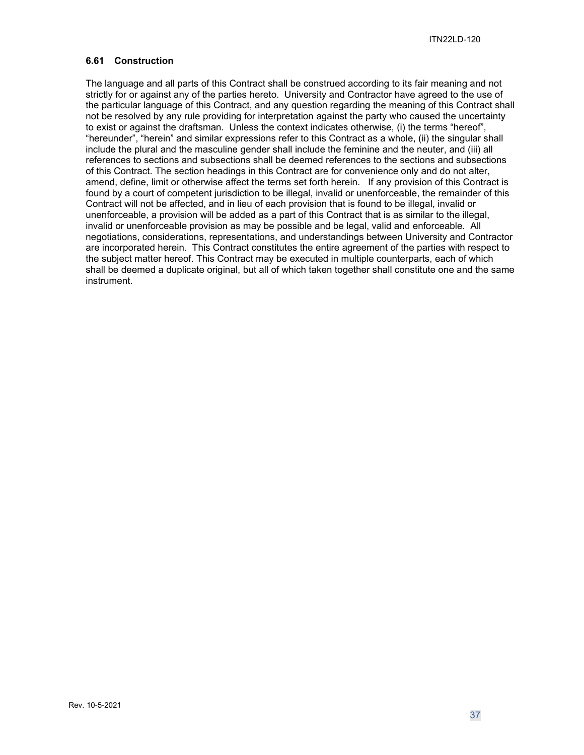### 6.61 Construction

The language and all parts of this Contract shall be construed according to its fair meaning and not strictly for or against any of the parties hereto. University and Contractor have agreed to the use of the particular language of this Contract, and any question regarding the meaning of this Contract shall not be resolved by any rule providing for interpretation against the party who caused the uncertainty to exist or against the draftsman. Unless the context indicates otherwise, (i) the terms "hereof", "hereunder", "herein" and similar expressions refer to this Contract as a whole, (ii) the singular shall include the plural and the masculine gender shall include the feminine and the neuter, and (iii) all references to sections and subsections shall be deemed references to the sections and subsections of this Contract. The section headings in this Contract are for convenience only and do not alter, amend, define, limit or otherwise affect the terms set forth herein. If any provision of this Contract is found by a court of competent jurisdiction to be illegal, invalid or unenforceable, the remainder of this Contract will not be affected, and in lieu of each provision that is found to be illegal, invalid or unenforceable, a provision will be added as a part of this Contract that is as similar to the illegal, invalid or unenforceable provision as may be possible and be legal, valid and enforceable. All negotiations, considerations, representations, and understandings between University and Contractor are incorporated herein. This Contract constitutes the entire agreement of the parties with respect to the subject matter hereof. This Contract may be executed in multiple counterparts, each of which shall be deemed a duplicate original, but all of which taken together shall constitute one and the same instrument.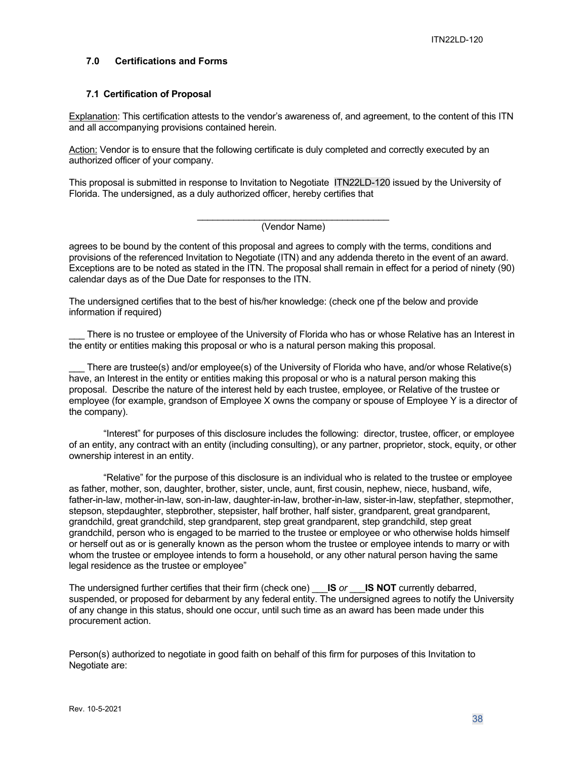## 7.0 Certifications and Forms

### 7.1 Certification of Proposal

Explanation: This certification attests to the vendor's awareness of, and agreement, to the content of this ITN and all accompanying provisions contained herein.

Action: Vendor is to ensure that the following certificate is duly completed and correctly executed by an authorized officer of your company.

This proposal is submitted in response to Invitation to Negotiate ITN22LD-120 issued by the University of Florida. The undersigned, as a duly authorized officer, hereby certifies that

______________________________________
(Vendor Name)

agrees to be bound by the content of this proposal and agrees to comply with the terms, conditions and provisions of the referenced Invitation to Negotiate (ITN) and any addenda thereto in the event of an award. Exceptions are to be noted as stated in the ITN. The proposal shall remain in effect for a period of ninety (90) calendar days as of the Due Date for responses to the ITN.

The undersigned certifies that to the best of his/her knowledge: (check one pf the below and provide information if required)

___ There is no trustee or employee of the University of Florida who has or whose Relative has an Interest in the entity or entities making this proposal or who is a natural person making this proposal.

___ There are trustee(s) and/or employee(s) of the University of Florida who have, and/or whose Relative(s) have, an Interest in the entity or entities making this proposal or who is a natural person making this proposal. Describe the nature of the interest held by each trustee, employee, or Relative of the trustee or employee (for example, grandson of Employee X owns the company or spouse of Employee Y is a director of the company).

"Interest" for purposes of this disclosure includes the following: director, trustee, officer, or employee of an entity, any contract with an entity (including consulting), or any partner, proprietor, stock, equity, or other ownership interest in an entity.

"Relative" for the purpose of this disclosure is an individual who is related to the trustee or employee as father, mother, son, daughter, brother, sister, uncle, aunt, first cousin, nephew, niece, husband, wife, father-in-law, mother-in-law, son-in-law, daughter-in-law, brother-in-law, sister-in-law, stepfather, stepmother, stepson, stepdaughter, stepbrother, stepsister, half brother, half sister, grandparent, great grandparent, grandchild, great grandchild, step grandparent, step great grandparent, step grandchild, step great grandchild, person who is engaged to be married to the trustee or employee or who otherwise holds himself or herself out as or is generally known as the person whom the trustee or employee intends to marry or with whom the trustee or employee intends to form a household, or any other natural person having the same legal residence as the trustee or employee"

The undersigned further certifies that their firm (check one) ___**IS** *or* ___**IS NOT** currently debarred, suspended, or proposed for debarment by any federal entity. The undersigned agrees to notify the University of any change in this status, should one occur, until such time as an award has been made under this procurement action.

Person(s) authorized to negotiate in good faith on behalf of this firm for purposes of this Invitation to Negotiate are:

Rev. 10-5-2021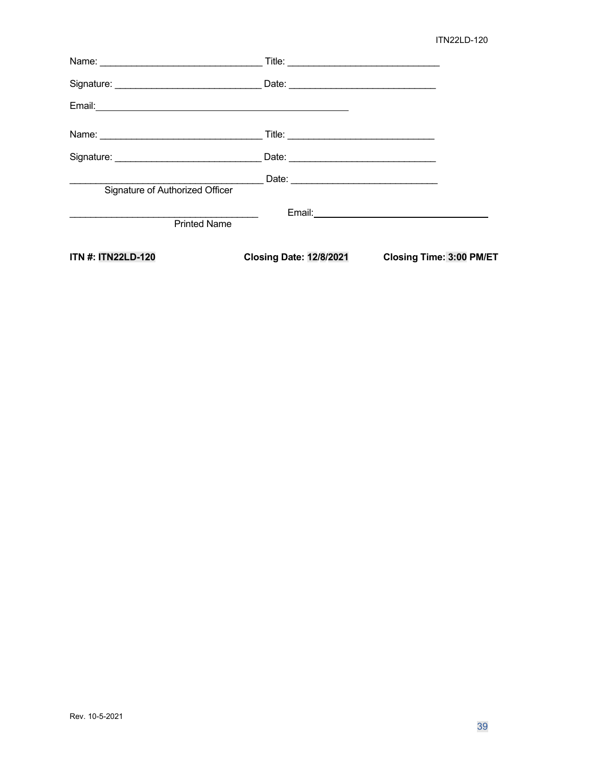Name: ______________________________ Title: ____________________________

Signature: ___________________________ Date: ___________________________

Email: _______________________________________________

Name: ______________________________ Title: ___________________________

Signature: ___________________________ Date: ___________________________

____________________________________ Date: ___________________________

Signature of Authorized Officer

____________________________________ Email: _________________________________

Printed Name

**ITN #: ITN22LD-120** **Closing Date: 12/8/2021** **Closing Time: 3:00 PM/ET**

Rev. 10-5-2021